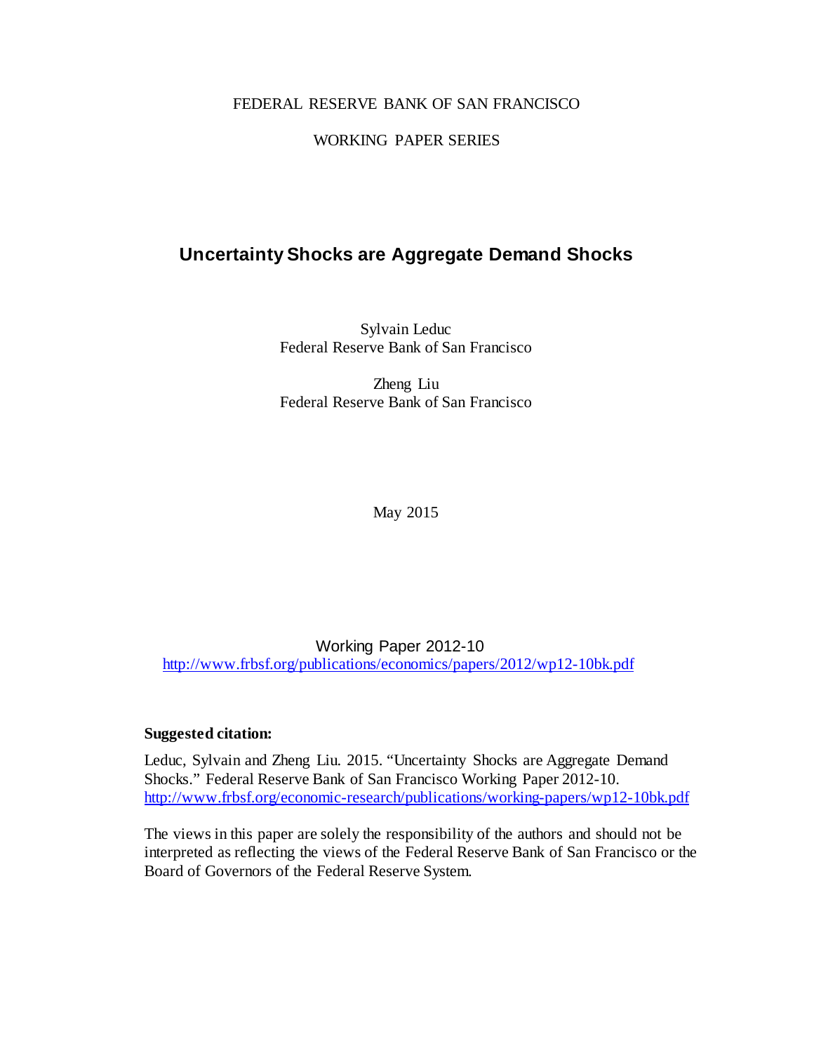FEDERAL RESERVE BANK OF SAN FRANCISCO

WORKING PAPER SERIES

# Uncertainty Shocks are Aggregate Demand Shocks

Sylvain Leduc
Federal Reserve Bank of San Francisco

Zheng Liu
Federal Reserve Bank of San Francisco

May 2015

Working Paper 2012-10
http://www.frbsf.org/publications/economics/papers/2012/wp12-10bk.pdf

**Suggested citation:**

Leduc, Sylvain and Zheng Liu. 2015. "Uncertainty Shocks are Aggregate Demand Shocks." Federal Reserve Bank of San Francisco Working Paper 2012-10.
http://www.frbsf.org/economic-research/publications/working-papers/wp12-10bk.pdf

The views in this paper are solely the responsibility of the authors and should not be interpreted as reflecting the views of the Federal Reserve Bank of San Francisco or the Board of Governors of the Federal Reserve System.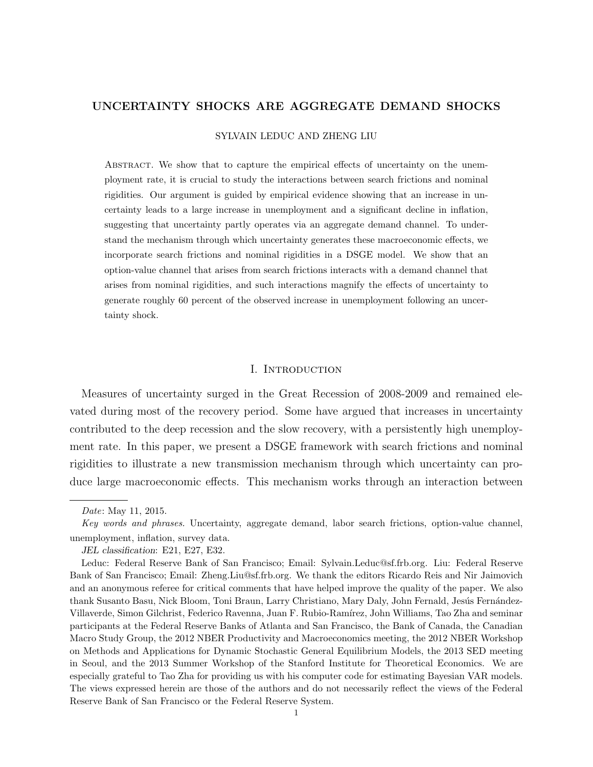# UNCERTAINTY SHOCKS ARE AGGREGATE DEMAND SHOCKS

SYLVAIN LEDUC AND ZHENG LIU

Abstract. We show that to capture the empirical effects of uncertainty on the unemployment rate, it is crucial to study the interactions between search frictions and nominal rigidities. Our argument is guided by empirical evidence showing that an increase in uncertainty leads to a large increase in unemployment and a significant decline in inflation, suggesting that uncertainty partly operates via an aggregate demand channel. To understand the mechanism through which uncertainty generates these macroeconomic effects, we incorporate search frictions and nominal rigidities in a DSGE model. We show that an option-value channel that arises from search frictions interacts with a demand channel that arises from nominal rigidities, and such interactions magnify the effects of uncertainty to generate roughly 60 percent of the observed increase in unemployment following an uncertainty shock.

## I. Introduction

Measures of uncertainty surged in the Great Recession of 2008-2009 and remained elevated during most of the recovery period. Some have argued that increases in uncertainty contributed to the deep recession and the slow recovery, with a persistently high unemployment rate. In this paper, we present a DSGE framework with search frictions and nominal rigidities to illustrate a new transmission mechanism through which uncertainty can produce large macroeconomic effects. This mechanism works through an interaction between

---

*Date*: May 11, 2015.

*Key words and phrases.* Uncertainty, aggregate demand, labor search frictions, option-value channel, unemployment, inflation, survey data.

*JEL classification*: E21, E27, E32.

Leduc: Federal Reserve Bank of San Francisco; Email: Sylvain.Leduc@sf.frb.org. Liu: Federal Reserve Bank of San Francisco; Email: Zheng.Liu@sf.frb.org. We thank the editors Ricardo Reis and Nir Jaimovich and an anonymous referee for critical comments that have helped improve the quality of the paper. We also thank Susanto Basu, Nick Bloom, Toni Braun, Larry Christiano, Mary Daly, John Fernald, Jesús Fernández-Villaverde, Simon Gilchrist, Federico Ravenna, Juan F. Rubio-Ramírez, John Williams, Tao Zha and seminar participants at the Federal Reserve Banks of Atlanta and San Francisco, the Bank of Canada, the Canadian Macro Study Group, the 2012 NBER Productivity and Macroeconomics meeting, the 2012 NBER Workshop on Methods and Applications for Dynamic Stochastic General Equilibrium Models, the 2013 SED meeting in Seoul, and the 2013 Summer Workshop of the Stanford Institute for Theoretical Economics. We are especially grateful to Tao Zha for providing us with his computer code for estimating Bayesian VAR models. The views expressed herein are those of the authors and do not necessarily reflect the views of the Federal Reserve Bank of San Francisco or the Federal Reserve System.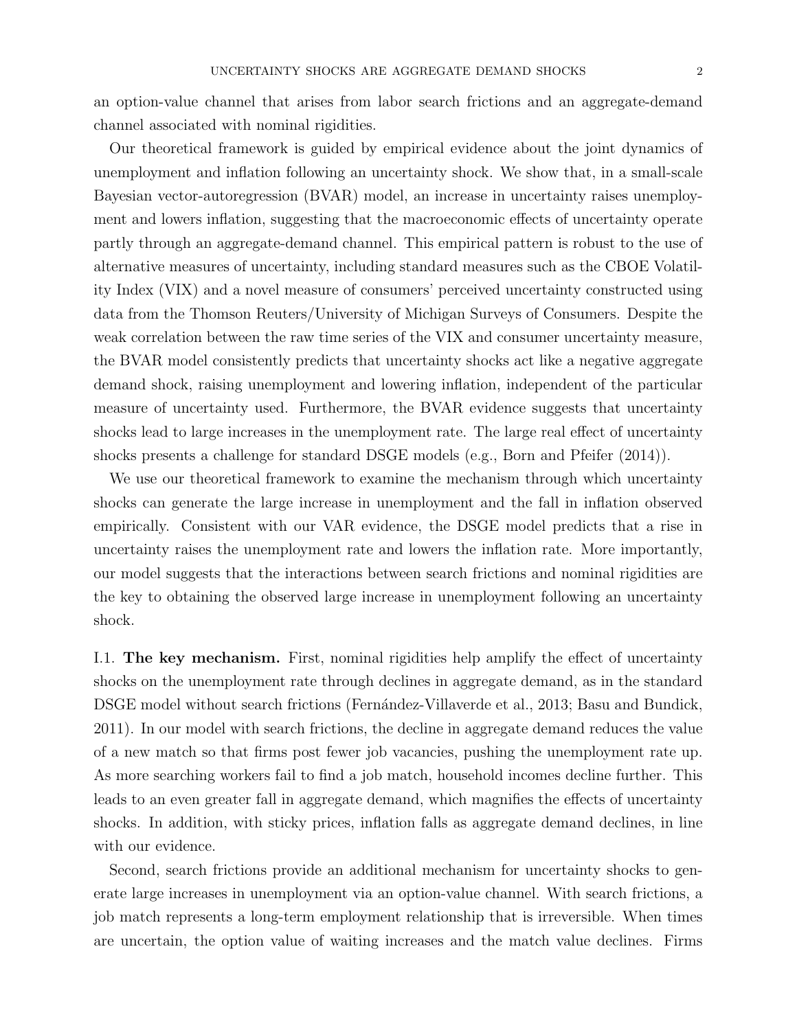an option-value channel that arises from labor search frictions and an aggregate-demand channel associated with nominal rigidities.

Our theoretical framework is guided by empirical evidence about the joint dynamics of unemployment and inflation following an uncertainty shock. We show that, in a small-scale Bayesian vector-autoregression (BVAR) model, an increase in uncertainty raises unemployment and lowers inflation, suggesting that the macroeconomic effects of uncertainty operate partly through an aggregate-demand channel. This empirical pattern is robust to the use of alternative measures of uncertainty, including standard measures such as the CBOE Volatility Index (VIX) and a novel measure of consumers' perceived uncertainty constructed using data from the Thomson Reuters/University of Michigan Surveys of Consumers. Despite the weak correlation between the raw time series of the VIX and consumer uncertainty measure, the BVAR model consistently predicts that uncertainty shocks act like a negative aggregate demand shock, raising unemployment and lowering inflation, independent of the particular measure of uncertainty used. Furthermore, the BVAR evidence suggests that uncertainty shocks lead to large increases in the unemployment rate. The large real effect of uncertainty shocks presents a challenge for standard DSGE models (e.g., Born and Pfeifer (2014)).

We use our theoretical framework to examine the mechanism through which uncertainty shocks can generate the large increase in unemployment and the fall in inflation observed empirically. Consistent with our VAR evidence, the DSGE model predicts that a rise in uncertainty raises the unemployment rate and lowers the inflation rate. More importantly, our model suggests that the interactions between search frictions and nominal rigidities are the key to obtaining the observed large increase in unemployment following an uncertainty shock.

I.1. **The key mechanism.** First, nominal rigidities help amplify the effect of uncertainty shocks on the unemployment rate through declines in aggregate demand, as in the standard DSGE model without search frictions (Fernández-Villaverde et al., 2013; Basu and Bundick, 2011). In our model with search frictions, the decline in aggregate demand reduces the value of a new match so that firms post fewer job vacancies, pushing the unemployment rate up. As more searching workers fail to find a job match, household incomes decline further. This leads to an even greater fall in aggregate demand, which magnifies the effects of uncertainty shocks. In addition, with sticky prices, inflation falls as aggregate demand declines, in line with our evidence.

Second, search frictions provide an additional mechanism for uncertainty shocks to generate large increases in unemployment via an option-value channel. With search frictions, a job match represents a long-term employment relationship that is irreversible. When times are uncertain, the option value of waiting increases and the match value declines. Firms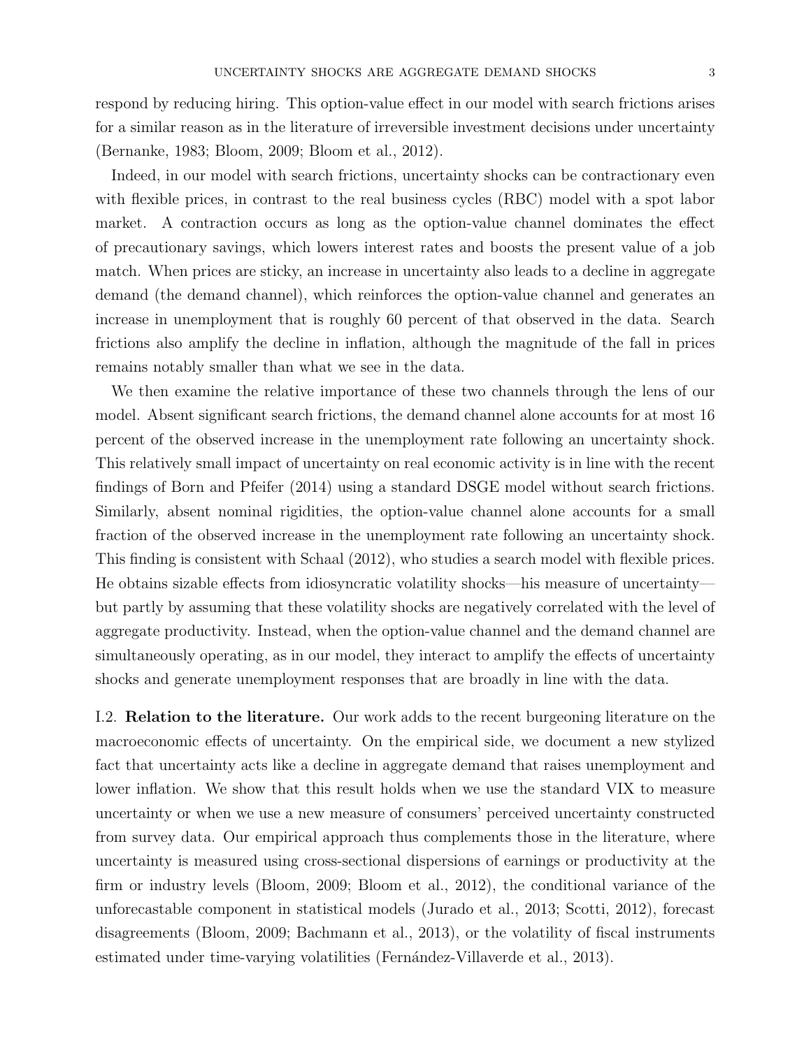respond by reducing hiring. This option-value effect in our model with search frictions arises for a similar reason as in the literature of irreversible investment decisions under uncertainty (Bernanke, 1983; Bloom, 2009; Bloom et al., 2012).

Indeed, in our model with search frictions, uncertainty shocks can be contractionary even with flexible prices, in contrast to the real business cycles (RBC) model with a spot labor market. A contraction occurs as long as the option-value channel dominates the effect of precautionary savings, which lowers interest rates and boosts the present value of a job match. When prices are sticky, an increase in uncertainty also leads to a decline in aggregate demand (the demand channel), which reinforces the option-value channel and generates an increase in unemployment that is roughly 60 percent of that observed in the data. Search frictions also amplify the decline in inflation, although the magnitude of the fall in prices remains notably smaller than what we see in the data.

We then examine the relative importance of these two channels through the lens of our model. Absent significant search frictions, the demand channel alone accounts for at most 16 percent of the observed increase in the unemployment rate following an uncertainty shock. This relatively small impact of uncertainty on real economic activity is in line with the recent findings of Born and Pfeifer (2014) using a standard DSGE model without search frictions. Similarly, absent nominal rigidities, the option-value channel alone accounts for a small fraction of the observed increase in the unemployment rate following an uncertainty shock. This finding is consistent with Schaal (2012), who studies a search model with flexible prices. He obtains sizable effects from idiosyncratic volatility shocks—his measure of uncertainty—but partly by assuming that these volatility shocks are negatively correlated with the level of aggregate productivity. Instead, when the option-value channel and the demand channel are simultaneously operating, as in our model, they interact to amplify the effects of uncertainty shocks and generate unemployment responses that are broadly in line with the data.

I.2. **Relation to the literature.** Our work adds to the recent burgeoning literature on the macroeconomic effects of uncertainty. On the empirical side, we document a new stylized fact that uncertainty acts like a decline in aggregate demand that raises unemployment and lower inflation. We show that this result holds when we use the standard VIX to measure uncertainty or when we use a new measure of consumers' perceived uncertainty constructed from survey data. Our empirical approach thus complements those in the literature, where uncertainty is measured using cross-sectional dispersions of earnings or productivity at the firm or industry levels (Bloom, 2009; Bloom et al., 2012), the conditional variance of the unforecastable component in statistical models (Jurado et al., 2013; Scotti, 2012), forecast disagreements (Bloom, 2009; Bachmann et al., 2013), or the volatility of fiscal instruments estimated under time-varying volatilities (Fernández-Villaverde et al., 2013).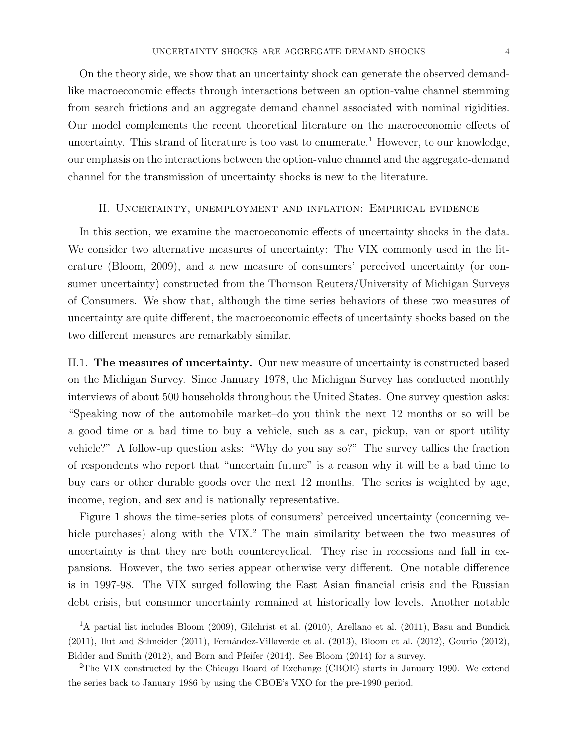On the theory side, we show that an uncertainty shock can generate the observed demand-like macroeconomic effects through interactions between an option-value channel stemming from search frictions and an aggregate demand channel associated with nominal rigidities. Our model complements the recent theoretical literature on the macroeconomic effects of uncertainty. This strand of literature is too vast to enumerate.[1] However, to our knowledge, our emphasis on the interactions between the option-value channel and the aggregate-demand channel for the transmission of uncertainty shocks is new to the literature.

## II. Uncertainty, unemployment and inflation: Empirical evidence

In this section, we examine the macroeconomic effects of uncertainty shocks in the data. We consider two alternative measures of uncertainty: The VIX commonly used in the literature (Bloom, 2009), and a new measure of consumers' perceived uncertainty (or consumer uncertainty) constructed from the Thomson Reuters/University of Michigan Surveys of Consumers. We show that, although the time series behaviors of these two measures of uncertainty are quite different, the macroeconomic effects of uncertainty shocks based on the two different measures are remarkably similar.

### II.1. The measures of uncertainty.

Our new measure of uncertainty is constructed based on the Michigan Survey. Since January 1978, the Michigan Survey has conducted monthly interviews of about 500 households throughout the United States. One survey question asks: "Speaking now of the automobile market–do you think the next 12 months or so will be a good time or a bad time to buy a vehicle, such as a car, pickup, van or sport utility vehicle?" A follow-up question asks: "Why do you say so?" The survey tallies the fraction of respondents who report that "uncertain future" is a reason why it will be a bad time to buy cars or other durable goods over the next 12 months. The series is weighted by age, income, region, and sex and is nationally representative.

Figure 1 shows the time-series plots of consumers' perceived uncertainty (concerning vehicle purchases) along with the VIX.[2] The main similarity between the two measures of uncertainty is that they are both countercyclical. They rise in recessions and fall in expansions. However, the two series appear otherwise very different. One notable difference is in 1997-98. The VIX surged following the East Asian financial crisis and the Russian debt crisis, but consumer uncertainty remained at historically low levels. Another notable

[1] A partial list includes Bloom (2009), Gilchrist et al. (2010), Arellano et al. (2011), Basu and Bundick (2011), Ilut and Schneider (2011), Fernández-Villaverde et al. (2013), Bloom et al. (2012), Gourio (2012), Bidder and Smith (2012), and Born and Pfeifer (2014). See Bloom (2014) for a survey.

[2] The VIX constructed by the Chicago Board of Exchange (CBOE) starts in January 1990. We extend the series back to January 1986 by using the CBOE's VXO for the pre-1990 period.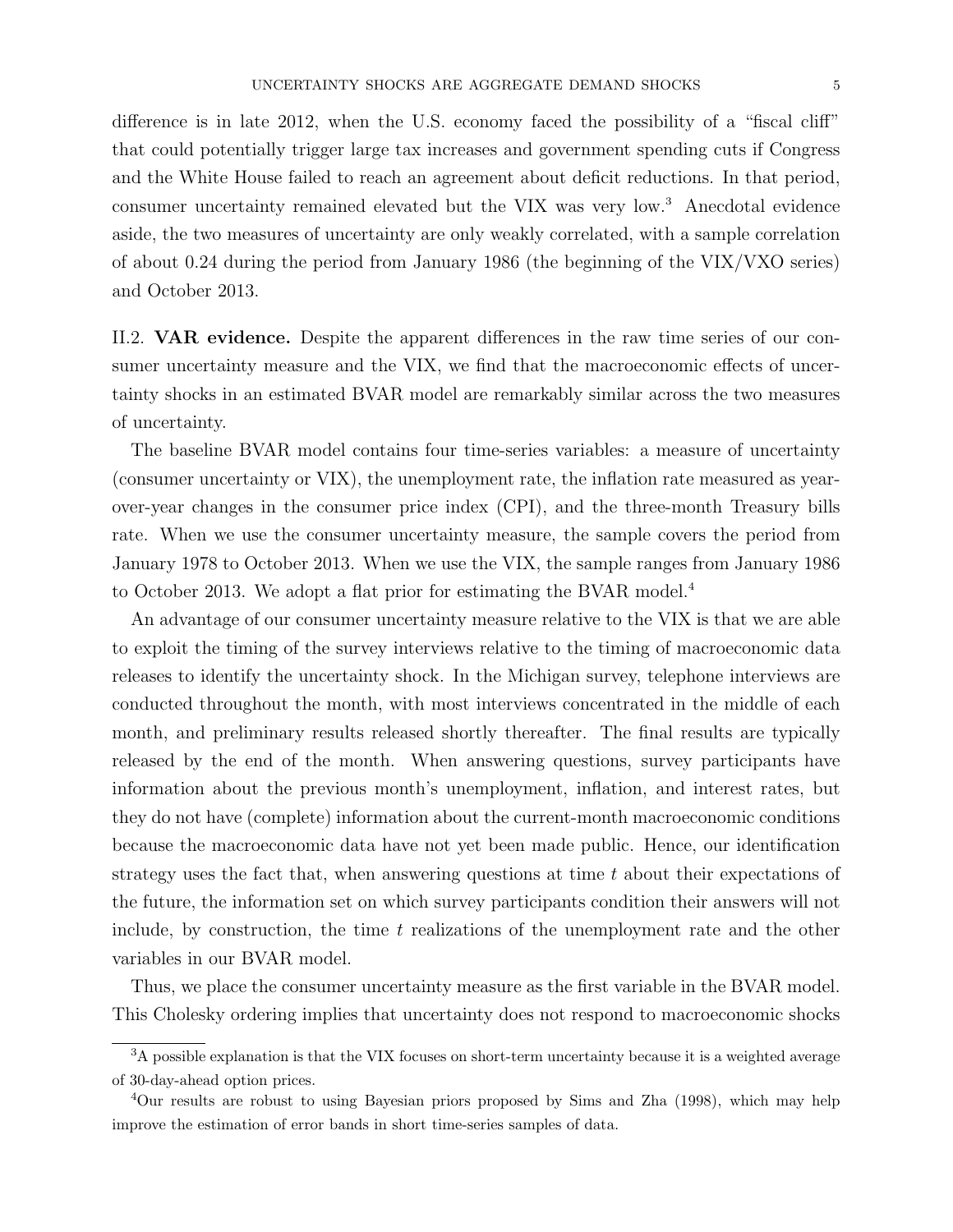difference is in late 2012, when the U.S. economy faced the possibility of a "fiscal cliff" that could potentially trigger large tax increases and government spending cuts if Congress and the White House failed to reach an agreement about deficit reductions. In that period, consumer uncertainty remained elevated but the VIX was very low.[3] Anecdotal evidence aside, the two measures of uncertainty are only weakly correlated, with a sample correlation of about 0.24 during the period from January 1986 (the beginning of the VIX/VXO series) and October 2013.

II.2. **VAR evidence.** Despite the apparent differences in the raw time series of our consumer uncertainty measure and the VIX, we find that the macroeconomic effects of uncertainty shocks in an estimated BVAR model are remarkably similar across the two measures of uncertainty.

The baseline BVAR model contains four time-series variables: a measure of uncertainty (consumer uncertainty or VIX), the unemployment rate, the inflation rate measured as year-over-year changes in the consumer price index (CPI), and the three-month Treasury bills rate. When we use the consumer uncertainty measure, the sample covers the period from January 1978 to October 2013. When we use the VIX, the sample ranges from January 1986 to October 2013. We adopt a flat prior for estimating the BVAR model.[4]

An advantage of our consumer uncertainty measure relative to the VIX is that we are able to exploit the timing of the survey interviews relative to the timing of macroeconomic data releases to identify the uncertainty shock. In the Michigan survey, telephone interviews are conducted throughout the month, with most interviews concentrated in the middle of each month, and preliminary results released shortly thereafter. The final results are typically released by the end of the month. When answering questions, survey participants have information about the previous month's unemployment, inflation, and interest rates, but they do not have (complete) information about the current-month macroeconomic conditions because the macroeconomic data have not yet been made public. Hence, our identification strategy uses the fact that, when answering questions at time $t$ about their expectations of the future, the information set on which survey participants condition their answers will not include, by construction, the time $t$ realizations of the unemployment rate and the other variables in our BVAR model.

Thus, we place the consumer uncertainty measure as the first variable in the BVAR model. This Cholesky ordering implies that uncertainty does not respond to macroeconomic shocks

---

[3] A possible explanation is that the VIX focuses on short-term uncertainty because it is a weighted average of 30-day-ahead option prices.

[4] Our results are robust to using Bayesian priors proposed by Sims and Zha (1998), which may help improve the estimation of error bands in short time-series samples of data.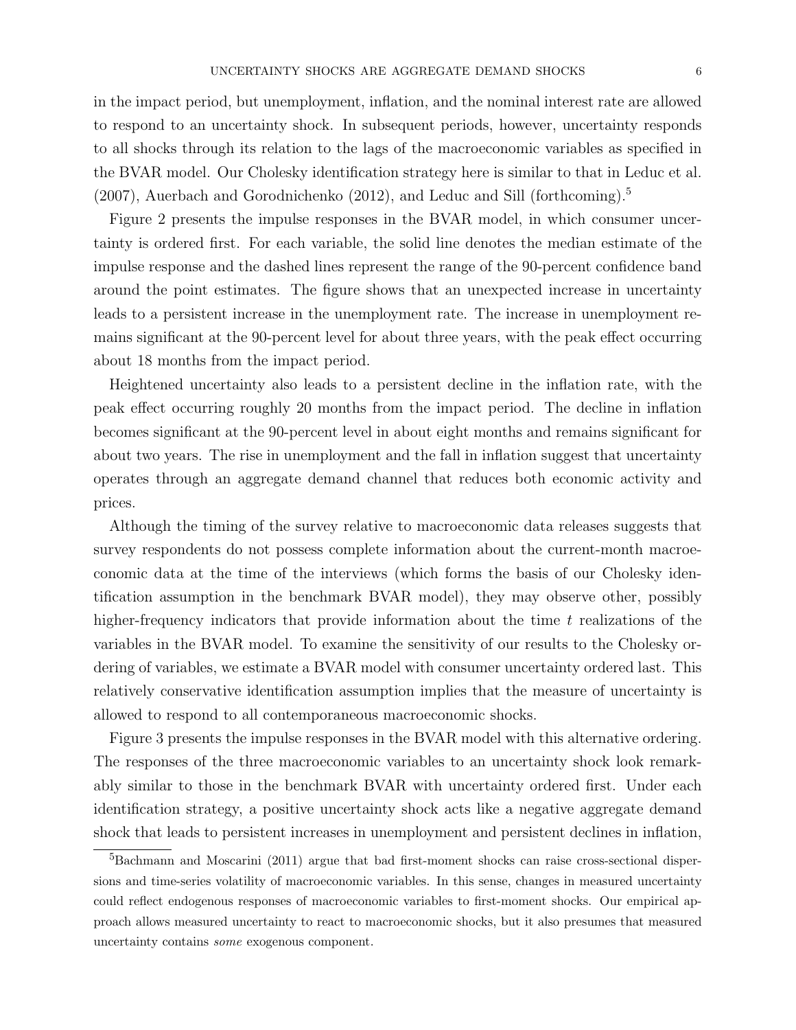in the impact period, but unemployment, inflation, and the nominal interest rate are allowed to respond to an uncertainty shock. In subsequent periods, however, uncertainty responds to all shocks through its relation to the lags of the macroeconomic variables as specified in the BVAR model. Our Cholesky identification strategy here is similar to that in Leduc et al. (2007), Auerbach and Gorodnichenko (2012), and Leduc and Sill (forthcoming).[5]

Figure 2 presents the impulse responses in the BVAR model, in which consumer uncertainty is ordered first. For each variable, the solid line denotes the median estimate of the impulse response and the dashed lines represent the range of the 90-percent confidence band around the point estimates. The figure shows that an unexpected increase in uncertainty leads to a persistent increase in the unemployment rate. The increase in unemployment remains significant at the 90-percent level for about three years, with the peak effect occurring about 18 months from the impact period.

Heightened uncertainty also leads to a persistent decline in the inflation rate, with the peak effect occurring roughly 20 months from the impact period. The decline in inflation becomes significant at the 90-percent level in about eight months and remains significant for about two years. The rise in unemployment and the fall in inflation suggest that uncertainty operates through an aggregate demand channel that reduces both economic activity and prices.

Although the timing of the survey relative to macroeconomic data releases suggests that survey respondents do not possess complete information about the current-month macroeconomic data at the time of the interviews (which forms the basis of our Cholesky identification assumption in the benchmark BVAR model), they may observe other, possibly higher-frequency indicators that provide information about the time $t$ realizations of the variables in the BVAR model. To examine the sensitivity of our results to the Cholesky ordering of variables, we estimate a BVAR model with consumer uncertainty ordered last. This relatively conservative identification assumption implies that the measure of uncertainty is allowed to respond to all contemporaneous macroeconomic shocks.

Figure 3 presents the impulse responses in the BVAR model with this alternative ordering. The responses of the three macroeconomic variables to an uncertainty shock look remarkably similar to those in the benchmark BVAR with uncertainty ordered first. Under each identification strategy, a positive uncertainty shock acts like a negative aggregate demand shock that leads to persistent increases in unemployment and persistent declines in inflation,

[5] Bachmann and Moscarini (2011) argue that bad first-moment shocks can raise cross-sectional dispersions and time-series volatility of macroeconomic variables. In this sense, changes in measured uncertainty could reflect endogenous responses of macroeconomic variables to first-moment shocks. Our empirical approach allows measured uncertainty to react to macroeconomic shocks, but it also presumes that measured uncertainty contains *some* exogenous component.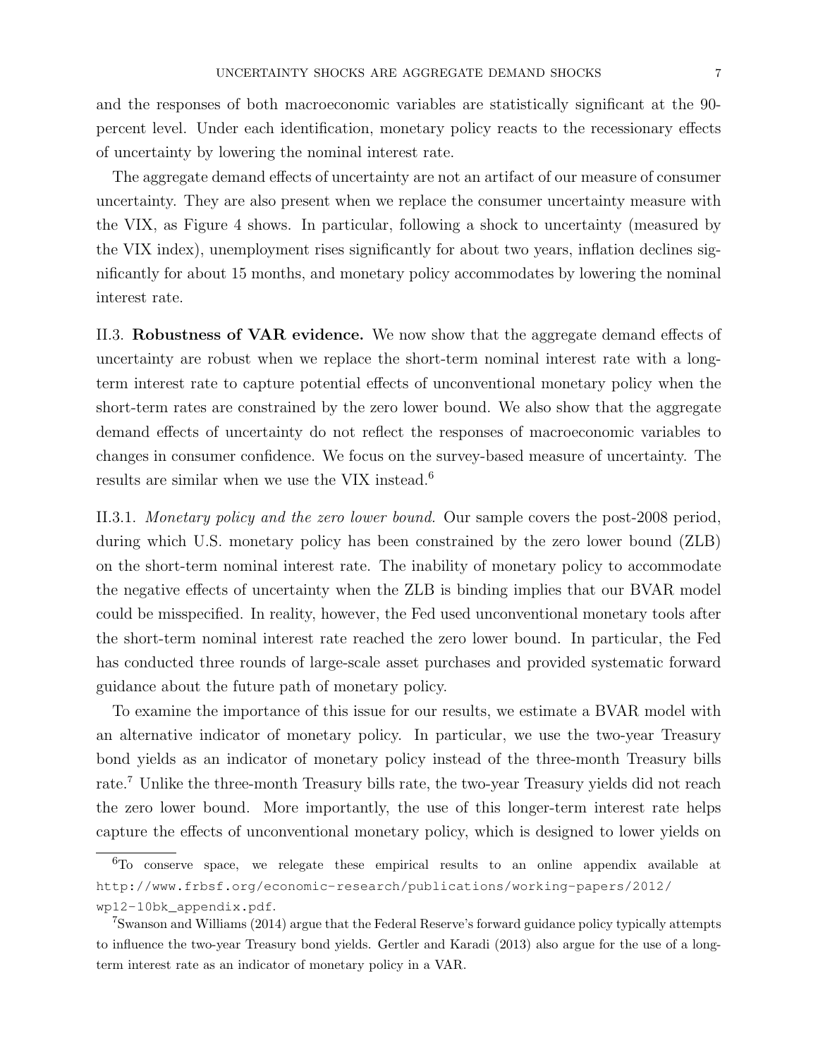and the responses of both macroeconomic variables are statistically significant at the 90-percent level. Under each identification, monetary policy reacts to the recessionary effects of uncertainty by lowering the nominal interest rate.

The aggregate demand effects of uncertainty are not an artifact of our measure of consumer uncertainty. They are also present when we replace the consumer uncertainty measure with the VIX, as Figure 4 shows. In particular, following a shock to uncertainty (measured by the VIX index), unemployment rises significantly for about two years, inflation declines significantly for about 15 months, and monetary policy accommodates by lowering the nominal interest rate.

II.3. **Robustness of VAR evidence.** We now show that the aggregate demand effects of uncertainty are robust when we replace the short-term nominal interest rate with a long-term interest rate to capture potential effects of unconventional monetary policy when the short-term rates are constrained by the zero lower bound. We also show that the aggregate demand effects of uncertainty do not reflect the responses of macroeconomic variables to changes in consumer confidence. We focus on the survey-based measure of uncertainty. The results are similar when we use the VIX instead.[6]

II.3.1. *Monetary policy and the zero lower bound.* Our sample covers the post-2008 period, during which U.S. monetary policy has been constrained by the zero lower bound (ZLB) on the short-term nominal interest rate. The inability of monetary policy to accommodate the negative effects of uncertainty when the ZLB is binding implies that our BVAR model could be misspecified. In reality, however, the Fed used unconventional monetary tools after the short-term nominal interest rate reached the zero lower bound. In particular, the Fed has conducted three rounds of large-scale asset purchases and provided systematic forward guidance about the future path of monetary policy.

To examine the importance of this issue for our results, we estimate a BVAR model with an alternative indicator of monetary policy. In particular, we use the two-year Treasury bond yields as an indicator of monetary policy instead of the three-month Treasury bills rate.[7] Unlike the three-month Treasury bills rate, the two-year Treasury yields did not reach the zero lower bound. More importantly, the use of this longer-term interest rate helps capture the effects of unconventional monetary policy, which is designed to lower yields on

[6]To conserve space, we relegate these empirical results to an online appendix available at http://www.frbsf.org/economic-research/publications/working-papers/2012/wp12-10bk_appendix.pdf.

[7]Swanson and Williams (2014) argue that the Federal Reserve's forward guidance policy typically attempts to influence the two-year Treasury bond yields. Gertler and Karadi (2013) also argue for the use of a long-term interest rate as an indicator of monetary policy in a VAR.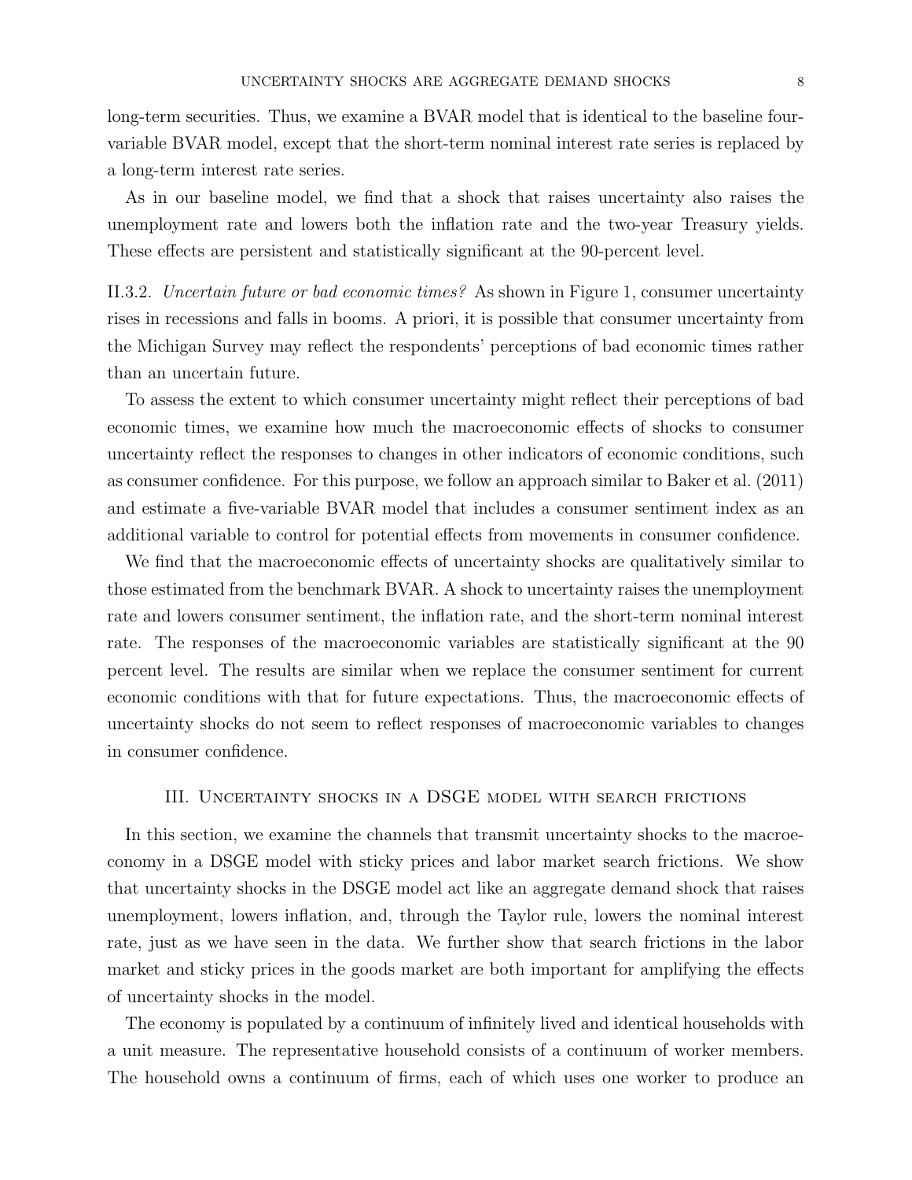long-term securities. Thus, we examine a BVAR model that is identical to the baseline four-variable BVAR model, except that the short-term nominal interest rate series is replaced by a long-term interest rate series.

As in our baseline model, we find that a shock that raises uncertainty also raises the unemployment rate and lowers both the inflation rate and the two-year Treasury yields. These effects are persistent and statistically significant at the 90-percent level.

II.3.2. *Uncertain future or bad economic times?* As shown in Figure 1, consumer uncertainty rises in recessions and falls in booms. A priori, it is possible that consumer uncertainty from the Michigan Survey may reflect the respondents' perceptions of bad economic times rather than an uncertain future.

To assess the extent to which consumer uncertainty might reflect their perceptions of bad economic times, we examine how much the macroeconomic effects of shocks to consumer uncertainty reflect the responses to changes in other indicators of economic conditions, such as consumer confidence. For this purpose, we follow an approach similar to Baker et al. (2011) and estimate a five-variable BVAR model that includes a consumer sentiment index as an additional variable to control for potential effects from movements in consumer confidence.

We find that the macroeconomic effects of uncertainty shocks are qualitatively similar to those estimated from the benchmark BVAR. A shock to uncertainty raises the unemployment rate and lowers consumer sentiment, the inflation rate, and the short-term nominal interest rate. The responses of the macroeconomic variables are statistically significant at the 90 percent level. The results are similar when we replace the consumer sentiment for current economic conditions with that for future expectations. Thus, the macroeconomic effects of uncertainty shocks do not seem to reflect responses of macroeconomic variables to changes in consumer confidence.

## III. Uncertainty shocks in a DSGE model with search frictions

In this section, we examine the channels that transmit uncertainty shocks to the macroeconomy in a DSGE model with sticky prices and labor market search frictions. We show that uncertainty shocks in the DSGE model act like an aggregate demand shock that raises unemployment, lowers inflation, and, through the Taylor rule, lowers the nominal interest rate, just as we have seen in the data. We further show that search frictions in the labor market and sticky prices in the goods market are both important for amplifying the effects of uncertainty shocks in the model.

The economy is populated by a continuum of infinitely lived and identical households with a unit measure. The representative household consists of a continuum of worker members. The household owns a continuum of firms, each of which uses one worker to produce an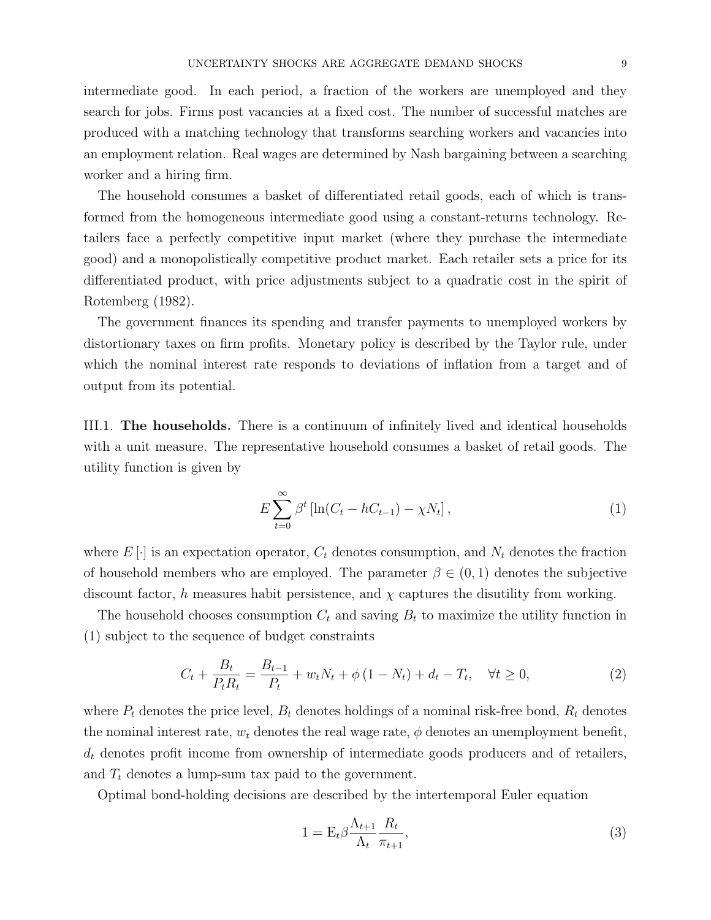intermediate good. In each period, a fraction of the workers are unemployed and they search for jobs. Firms post vacancies at a fixed cost. The number of successful matches are produced with a matching technology that transforms searching workers and vacancies into an employment relation. Real wages are determined by Nash bargaining between a searching worker and a hiring firm.

The household consumes a basket of differentiated retail goods, each of which is transformed from the homogeneous intermediate good using a constant-returns technology. Retailers face a perfectly competitive input market (where they purchase the intermediate good) and a monopolistically competitive product market. Each retailer sets a price for its differentiated product, with price adjustments subject to a quadratic cost in the spirit of Rotemberg (1982).

The government finances its spending and transfer payments to unemployed workers by distortionary taxes on firm profits. Monetary policy is described by the Taylor rule, under which the nominal interest rate responds to deviations of inflation from a target and of output from its potential.

III.1. **The households.** There is a continuum of infinitely lived and identical households with a unit measure. The representative household consumes a basket of retail goods. The utility function is given by

$$E\sum_{t=0}^{\infty}\beta^{t}\left[\ln(C_t - hC_{t-1}) - \chi N_t\right], \tag{1}$$

where $E[\cdot]$ is an expectation operator, $C_t$ denotes consumption, and $N_t$ denotes the fraction of household members who are employed. The parameter $\beta \in (0,1)$ denotes the subjective discount factor, $h$ measures habit persistence, and $\chi$ captures the disutility from working.

The household chooses consumption $C_t$ and saving $B_t$ to maximize the utility function in (1) subject to the sequence of budget constraints

$$C_t + \frac{B_t}{P_t R_t} = \frac{B_{t-1}}{P_t} + w_t N_t + \phi\left(1 - N_t\right) + d_t - T_t, \quad \forall t \geq 0, \tag{2}$$

where $P_t$ denotes the price level, $B_t$ denotes holdings of a nominal risk-free bond, $R_t$ denotes the nominal interest rate, $w_t$ denotes the real wage rate, $\phi$ denotes an unemployment benefit, $d_t$ denotes profit income from ownership of intermediate goods producers and of retailers, and $T_t$ denotes a lump-sum tax paid to the government.

Optimal bond-holding decisions are described by the intertemporal Euler equation

$$1 = \mathrm{E}_t \beta \frac{\Lambda_{t+1}}{\Lambda_t} \frac{R_t}{\pi_{t+1}}, \tag{3}$$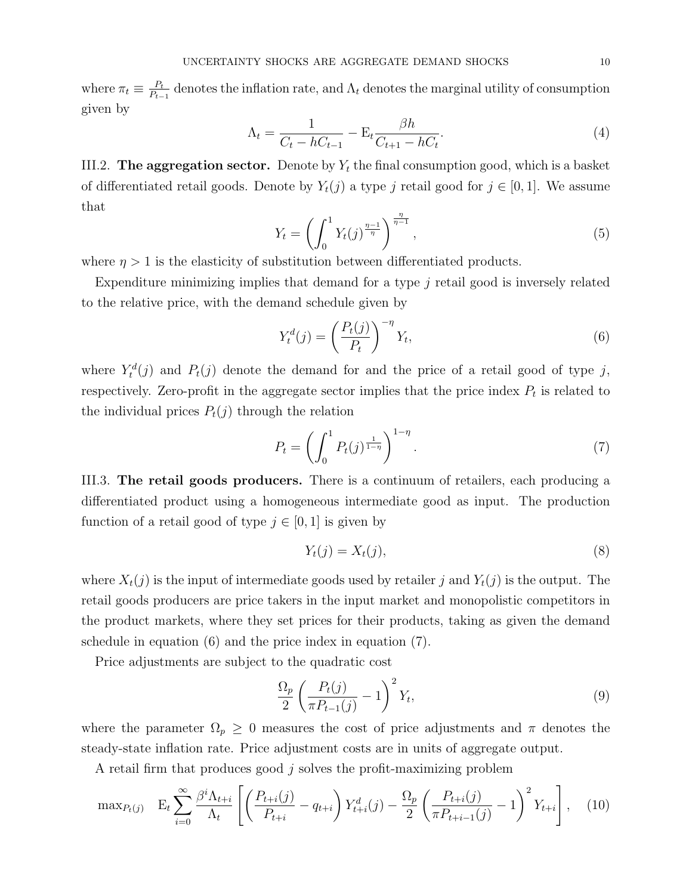where $\pi_t \equiv \frac{P_t}{P_{t-1}}$ denotes the inflation rate, and $\Lambda_t$ denotes the marginal utility of consumption given by

$$\Lambda_t = \frac{1}{C_t - hC_{t-1}} - \mathrm{E}_t \frac{\beta h}{C_{t+1} - hC_t}. \tag{4}$$

III.2. **The aggregation sector.** Denote by $Y_t$ the final consumption good, which is a basket of differentiated retail goods. Denote by $Y_t(j)$ a type $j$ retail good for $j \in [0, 1]$. We assume that

$$Y_t = \left( \int_0^1 Y_t(j)^{\frac{\eta-1}{\eta}} \right)^{\frac{\eta}{\eta-1}}, \tag{5}$$

where $\eta > 1$ is the elasticity of substitution between differentiated products.

Expenditure minimizing implies that demand for a type $j$ retail good is inversely related to the relative price, with the demand schedule given by

$$Y_t^d(j) = \left( \frac{P_t(j)}{P_t} \right)^{-\eta} Y_t, \tag{6}$$

where $Y_t^d(j)$ and $P_t(j)$ denote the demand for and the price of a retail good of type $j$, respectively. Zero-profit in the aggregate sector implies that the price index $P_t$ is related to the individual prices $P_t(j)$ through the relation

$$P_t = \left( \int_0^1 P_t(j)^{\frac{1}{1-\eta}} \right)^{1-\eta}. \tag{7}$$

III.3. **The retail goods producers.** There is a continuum of retailers, each producing a differentiated product using a homogeneous intermediate good as input. The production function of a retail good of type $j \in [0, 1]$ is given by

$$Y_t(j) = X_t(j), \tag{8}$$

where $X_t(j)$ is the input of intermediate goods used by retailer $j$ and $Y_t(j)$ is the output. The retail goods producers are price takers in the input market and monopolistic competitors in the product markets, where they set prices for their products, taking as given the demand schedule in equation (6) and the price index in equation (7).

Price adjustments are subject to the quadratic cost

$$\frac{\Omega_p}{2} \left( \frac{P_t(j)}{\pi P_{t-1}(j)} - 1 \right)^2 Y_t, \tag{9}$$

where the parameter $\Omega_p \geq 0$ measures the cost of price adjustments and $\pi$ denotes the steady-state inflation rate. Price adjustment costs are in units of aggregate output.

A retail firm that produces good $j$ solves the profit-maximizing problem

$$\max_{P_t(j)} \quad \mathrm{E}_t \sum_{i=0}^{\infty} \frac{\beta^i \Lambda_{t+i}}{\Lambda_t} \left[ \left( \frac{P_{t+i}(j)}{P_{t+i}} - q_{t+i} \right) Y_{t+i}^d(j) - \frac{\Omega_p}{2} \left( \frac{P_{t+i}(j)}{\pi P_{t+i-1}(j)} - 1 \right)^2 Y_{t+i} \right], \tag{10}$$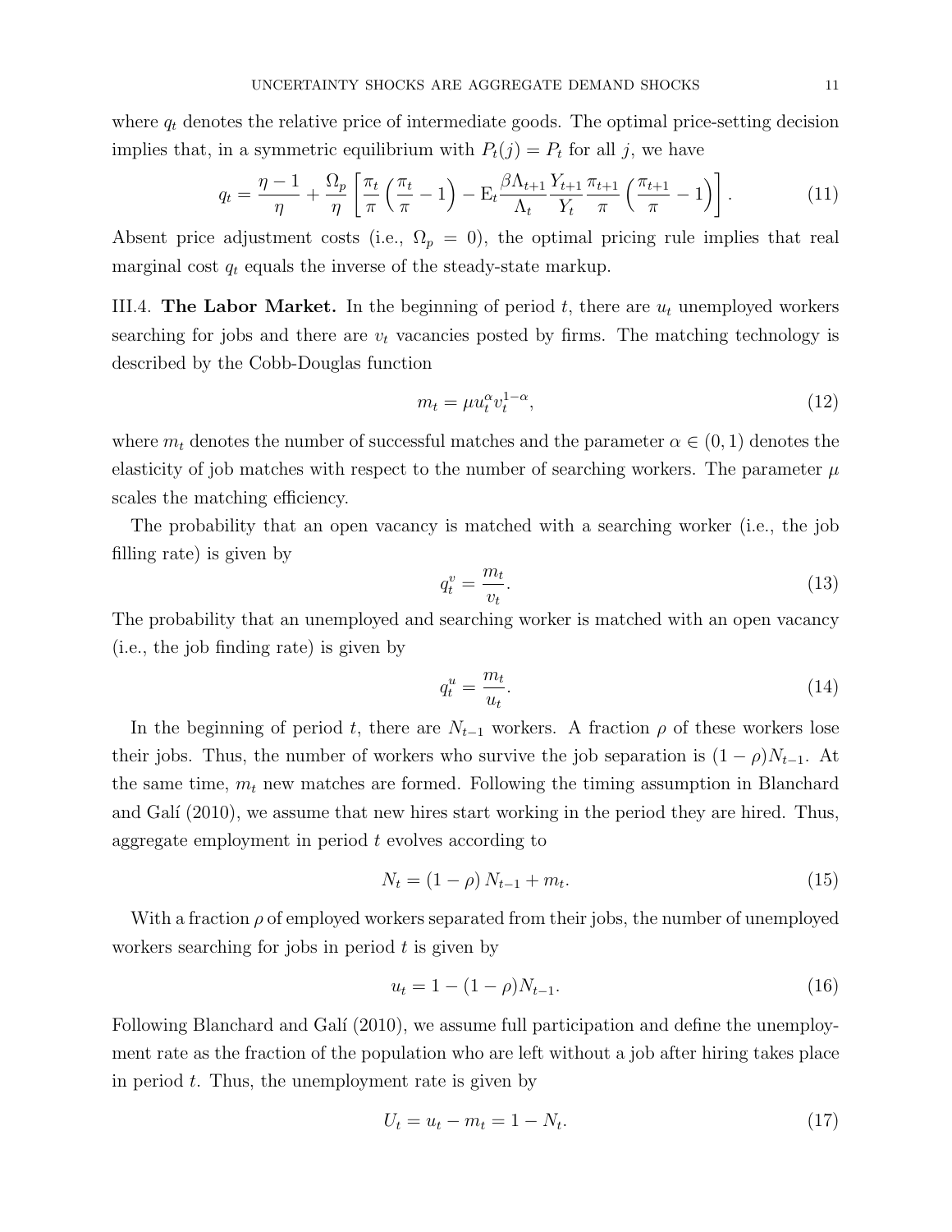where $q_t$ denotes the relative price of intermediate goods. The optimal price-setting decision implies that, in a symmetric equilibrium with $P_t(j) = P_t$ for all $j$, we have

$$q_t = \frac{\eta - 1}{\eta} + \frac{\Omega_p}{\eta} \left[ \frac{\pi_t}{\pi} \left( \frac{\pi_t}{\pi} - 1 \right) - \mathrm{E}_t \frac{\beta \Lambda_{t+1}}{\Lambda_t} \frac{Y_{t+1}}{Y_t} \frac{\pi_{t+1}}{\pi} \left( \frac{\pi_{t+1}}{\pi} - 1 \right) \right]. \tag{11}$$

Absent price adjustment costs (i.e., $\Omega_p = 0$), the optimal pricing rule implies that real marginal cost $q_t$ equals the inverse of the steady-state markup.

III.4. **The Labor Market.** In the beginning of period $t$, there are $u_t$ unemployed workers searching for jobs and there are $v_t$ vacancies posted by firms. The matching technology is described by the Cobb-Douglas function

$$m_t = \mu u_t^{\alpha} v_t^{1-\alpha}, \tag{12}$$

where $m_t$ denotes the number of successful matches and the parameter $\alpha \in (0, 1)$ denotes the elasticity of job matches with respect to the number of searching workers. The parameter $\mu$ scales the matching efficiency.

The probability that an open vacancy is matched with a searching worker (i.e., the job filling rate) is given by

$$q_t^v = \frac{m_t}{v_t}. \tag{13}$$

The probability that an unemployed and searching worker is matched with an open vacancy (i.e., the job finding rate) is given by

$$q_t^u = \frac{m_t}{u_t}. \tag{14}$$

In the beginning of period $t$, there are $N_{t-1}$ workers. A fraction $\rho$ of these workers lose their jobs. Thus, the number of workers who survive the job separation is $(1 - \rho)N_{t-1}$. At the same time, $m_t$ new matches are formed. Following the timing assumption in Blanchard and Galí (2010), we assume that new hires start working in the period they are hired. Thus, aggregate employment in period $t$ evolves according to

$$N_t = (1 - \rho) N_{t-1} + m_t. \tag{15}$$

With a fraction $\rho$ of employed workers separated from their jobs, the number of unemployed workers searching for jobs in period $t$ is given by

$$u_t = 1 - (1 - \rho)N_{t-1}. \tag{16}$$

Following Blanchard and Galí (2010), we assume full participation and define the unemployment rate as the fraction of the population who are left without a job after hiring takes place in period $t$. Thus, the unemployment rate is given by

$$U_t = u_t - m_t = 1 - N_t. \tag{17}$$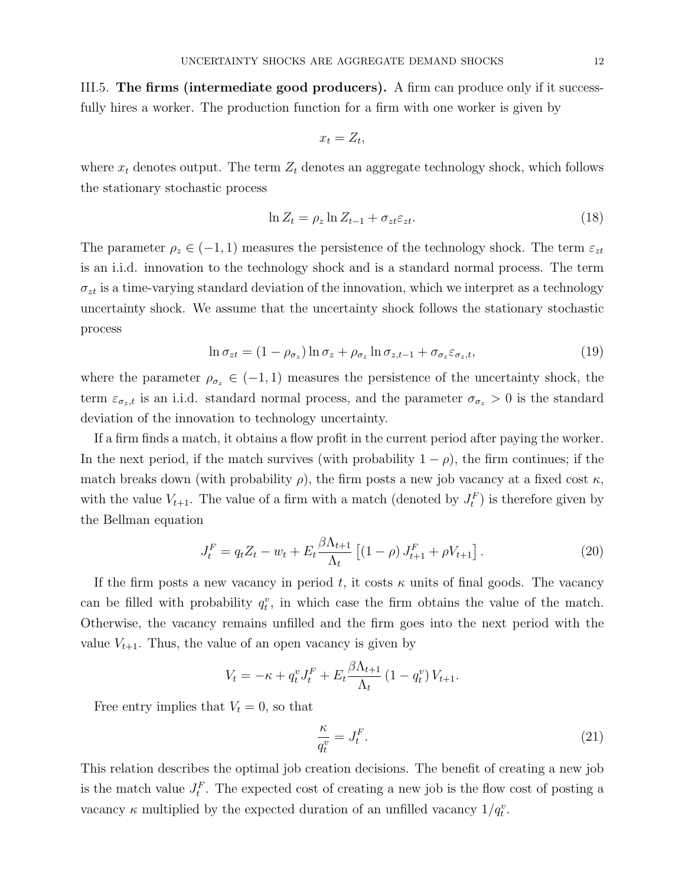III.5. **The firms (intermediate good producers).** A firm can produce only if it successfully hires a worker. The production function for a firm with one worker is given by

$$x_t = Z_t,$$

where $x_t$ denotes output. The term $Z_t$ denotes an aggregate technology shock, which follows the stationary stochastic process

$$\ln Z_t = \rho_z \ln Z_{t-1} + \sigma_{zt}\varepsilon_{zt}. \tag{18}$$

The parameter $\rho_z \in (-1, 1)$ measures the persistence of the technology shock. The term $\varepsilon_{zt}$ is an i.i.d. innovation to the technology shock and is a standard normal process. The term $\sigma_{zt}$ is a time-varying standard deviation of the innovation, which we interpret as a technology uncertainty shock. We assume that the uncertainty shock follows the stationary stochastic process

$$\ln \sigma_{zt} = (1 - \rho_{\sigma_z}) \ln \sigma_z + \rho_{\sigma_z} \ln \sigma_{z,t-1} + \sigma_{\sigma_z}\varepsilon_{\sigma_z,t}, \tag{19}$$

where the parameter $\rho_{\sigma_z} \in (-1, 1)$ measures the persistence of the uncertainty shock, the term $\varepsilon_{\sigma_z,t}$ is an i.i.d. standard normal process, and the parameter $\sigma_{\sigma_z} > 0$ is the standard deviation of the innovation to technology uncertainty.

If a firm finds a match, it obtains a flow profit in the current period after paying the worker. In the next period, if the match survives (with probability $1 - \rho$), the firm continues; if the match breaks down (with probability $\rho$), the firm posts a new job vacancy at a fixed cost $\kappa$, with the value $V_{t+1}$. The value of a firm with a match (denoted by $J_t^F$) is therefore given by the Bellman equation

$$J_t^F = q_t Z_t - w_t + E_t \frac{\beta \Lambda_{t+1}}{\Lambda_t} \left[(1 - \rho) J_{t+1}^F + \rho V_{t+1}\right]. \tag{20}$$

If the firm posts a new vacancy in period $t$, it costs $\kappa$ units of final goods. The vacancy can be filled with probability $q_t^v$, in which case the firm obtains the value of the match. Otherwise, the vacancy remains unfilled and the firm goes into the next period with the value $V_{t+1}$. Thus, the value of an open vacancy is given by

$$V_t = -\kappa + q_t^v J_t^F + E_t \frac{\beta \Lambda_{t+1}}{\Lambda_t} (1 - q_t^v) V_{t+1}.$$

Free entry implies that $V_t = 0$, so that

$$\frac{\kappa}{q_t^v} = J_t^F. \tag{21}$$

This relation describes the optimal job creation decisions. The benefit of creating a new job is the match value $J_t^F$. The expected cost of creating a new job is the flow cost of posting a vacancy $\kappa$ multiplied by the expected duration of an unfilled vacancy $1/q_t^v$.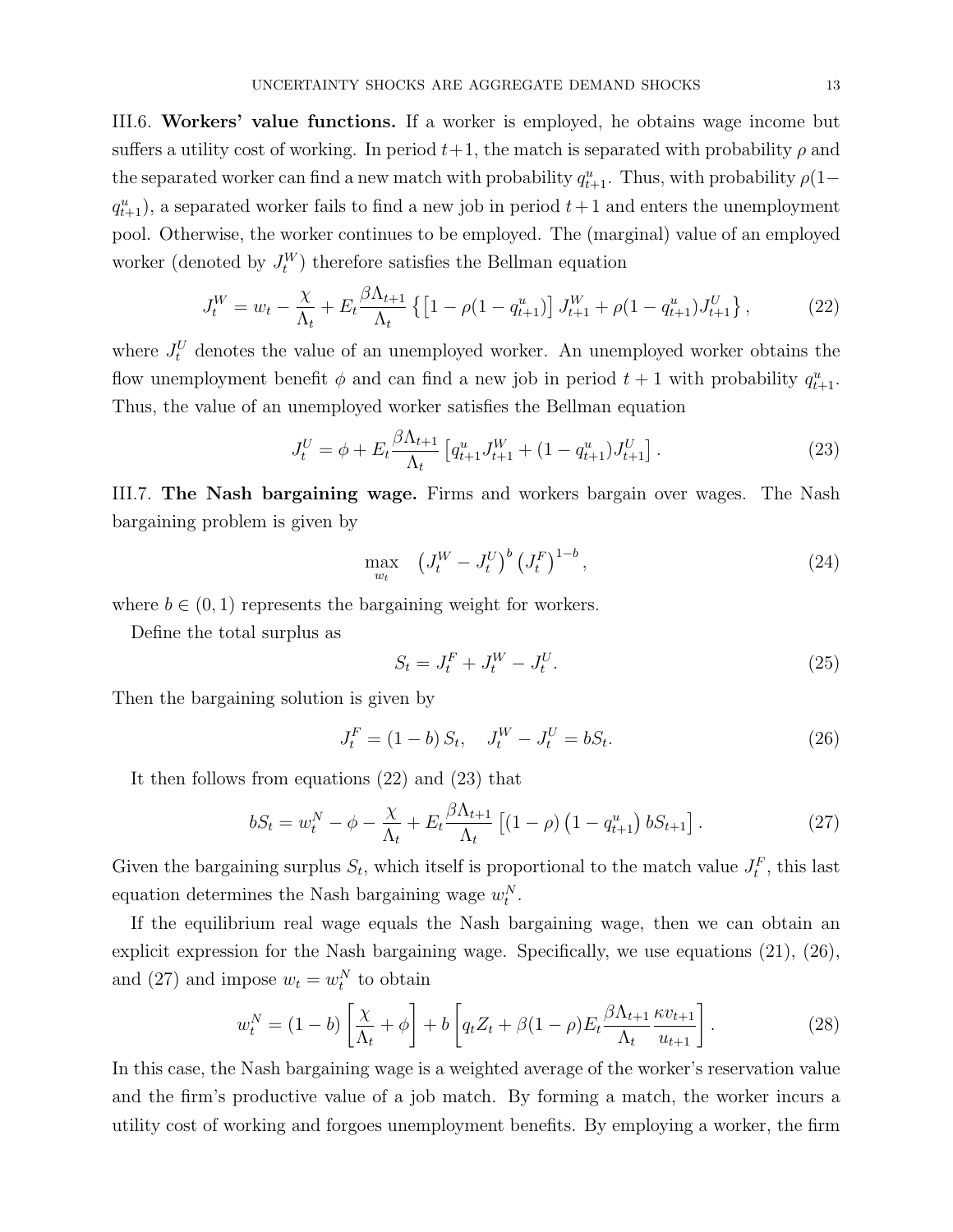III.6. **Workers' value functions.** If a worker is employed, he obtains wage income but suffers a utility cost of working. In period $t+1$, the match is separated with probability $\rho$ and the separated worker can find a new match with probability $q_{t+1}^u$. Thus, with probability $\rho(1-q_{t+1}^u)$, a separated worker fails to find a new job in period $t+1$ and enters the unemployment pool. Otherwise, the worker continues to be employed. The (marginal) value of an employed worker (denoted by $J_t^W$) therefore satisfies the Bellman equation

$$J_t^W = w_t - \frac{\chi}{\Lambda_t} + E_t \frac{\beta \Lambda_{t+1}}{\Lambda_t} \left\{ \left[1 - \rho(1 - q_{t+1}^u)\right] J_{t+1}^W + \rho(1 - q_{t+1}^u) J_{t+1}^U \right\}, \tag{22}$$

where $J_t^U$ denotes the value of an unemployed worker. An unemployed worker obtains the flow unemployment benefit $\phi$ and can find a new job in period $t+1$ with probability $q_{t+1}^u$. Thus, the value of an unemployed worker satisfies the Bellman equation

$$J_t^U = \phi + E_t \frac{\beta \Lambda_{t+1}}{\Lambda_t} \left[ q_{t+1}^u J_{t+1}^W + (1 - q_{t+1}^u) J_{t+1}^U \right]. \tag{23}$$

III.7. **The Nash bargaining wage.** Firms and workers bargain over wages. The Nash bargaining problem is given by

$$\max_{w_t} \quad \left(J_t^W - J_t^U\right)^b \left(J_t^F\right)^{1-b}, \tag{24}$$

where $b \in (0,1)$ represents the bargaining weight for workers.

Define the total surplus as

$$S_t = J_t^F + J_t^W - J_t^U. \tag{25}$$

Then the bargaining solution is given by

$$J_t^F = (1-b) S_t, \quad J_t^W - J_t^U = b S_t. \tag{26}$$

It then follows from equations (22) and (23) that

$$b S_t = w_t^N - \phi - \frac{\chi}{\Lambda_t} + E_t \frac{\beta \Lambda_{t+1}}{\Lambda_t} \left[ (1-\rho)\left(1 - q_{t+1}^u\right) b S_{t+1} \right]. \tag{27}$$

Given the bargaining surplus $S_t$, which itself is proportional to the match value $J_t^F$, this last equation determines the Nash bargaining wage $w_t^N$.

If the equilibrium real wage equals the Nash bargaining wage, then we can obtain an explicit expression for the Nash bargaining wage. Specifically, we use equations (21), (26), and (27) and impose $w_t = w_t^N$ to obtain

$$w_t^N = (1-b)\left[\frac{\chi}{\Lambda_t} + \phi\right] + b\left[q_t Z_t + \beta(1-\rho) E_t \frac{\beta \Lambda_{t+1}}{\Lambda_t} \frac{\kappa v_{t+1}}{u_{t+1}}\right]. \tag{28}$$

In this case, the Nash bargaining wage is a weighted average of the worker's reservation value and the firm's productive value of a job match. By forming a match, the worker incurs a utility cost of working and forgoes unemployment benefits. By employing a worker, the firm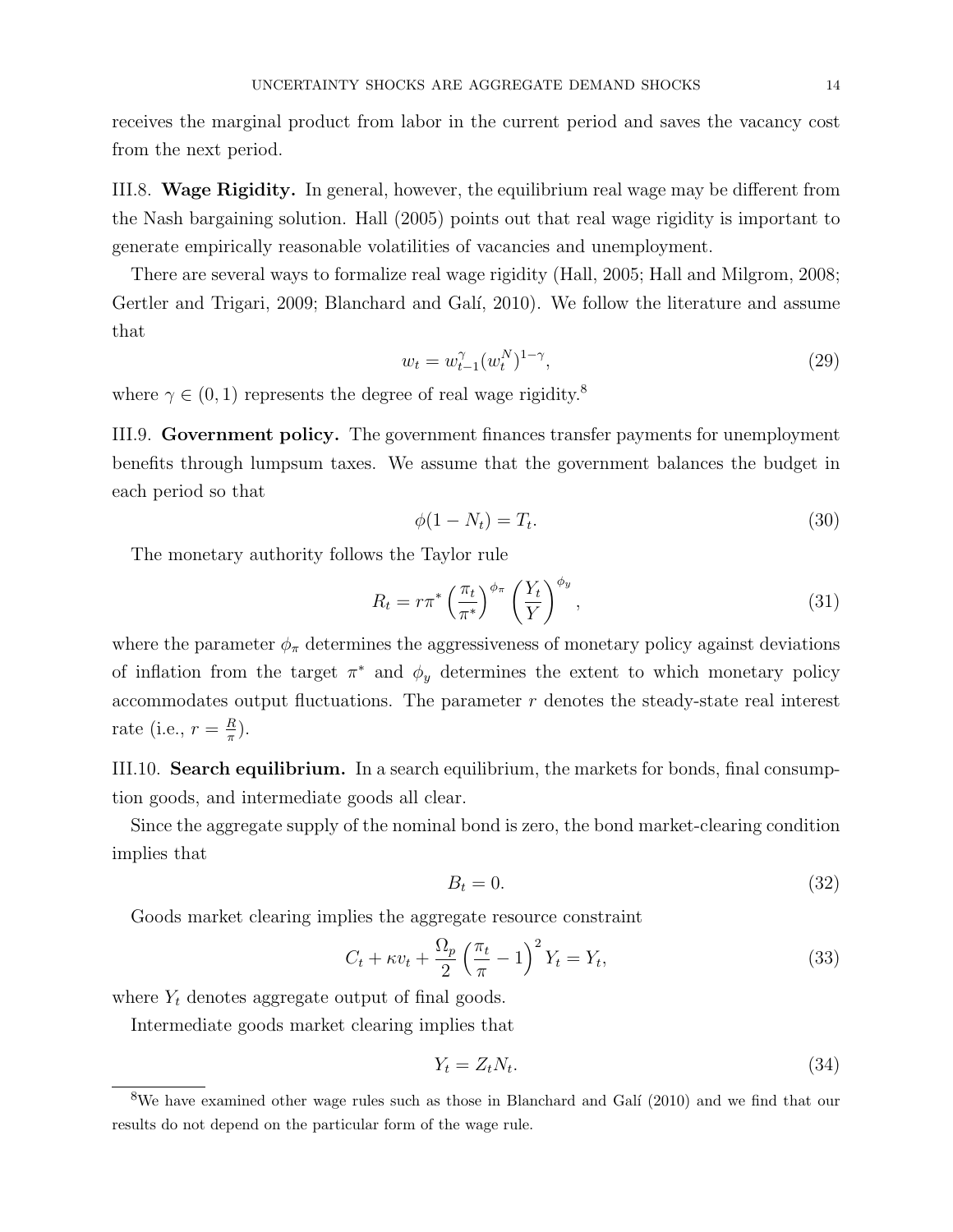receives the marginal product from labor in the current period and saves the vacancy cost from the next period.

III.8. **Wage Rigidity.** In general, however, the equilibrium real wage may be different from the Nash bargaining solution. Hall (2005) points out that real wage rigidity is important to generate empirically reasonable volatilities of vacancies and unemployment.

There are several ways to formalize real wage rigidity (Hall, 2005; Hall and Milgrom, 2008; Gertler and Trigari, 2009; Blanchard and Galí, 2010). We follow the literature and assume that

$$w_t = w_{t-1}^{\gamma}(w_t^N)^{1-\gamma}, \tag{29}$$

where $\gamma \in (0, 1)$ represents the degree of real wage rigidity.[8]

III.9. **Government policy.** The government finances transfer payments for unemployment benefits through lumpsum taxes. We assume that the government balances the budget in each period so that

$$\phi(1 - N_t) = T_t. \tag{30}$$

The monetary authority follows the Taylor rule

$$R_t = r\pi^* \left(\frac{\pi_t}{\pi^*}\right)^{\phi_\pi} \left(\frac{Y_t}{Y}\right)^{\phi_y}, \tag{31}$$

where the parameter $\phi_\pi$ determines the aggressiveness of monetary policy against deviations of inflation from the target $\pi^*$ and $\phi_y$ determines the extent to which monetary policy accommodates output fluctuations. The parameter $r$ denotes the steady-state real interest rate (i.e., $r = \frac{R}{\pi}$).

III.10. **Search equilibrium.** In a search equilibrium, the markets for bonds, final consumption goods, and intermediate goods all clear.

Since the aggregate supply of the nominal bond is zero, the bond market-clearing condition implies that

$$B_t = 0. \tag{32}$$

Goods market clearing implies the aggregate resource constraint

$$C_t + \kappa v_t + \frac{\Omega_p}{2}\left(\frac{\pi_t}{\pi} - 1\right)^2 Y_t = Y_t, \tag{33}$$

where $Y_t$ denotes aggregate output of final goods.

Intermediate goods market clearing implies that

$$Y_t = Z_t N_t. \tag{34}$$

[8] We have examined other wage rules such as those in Blanchard and Galí (2010) and we find that our results do not depend on the particular form of the wage rule.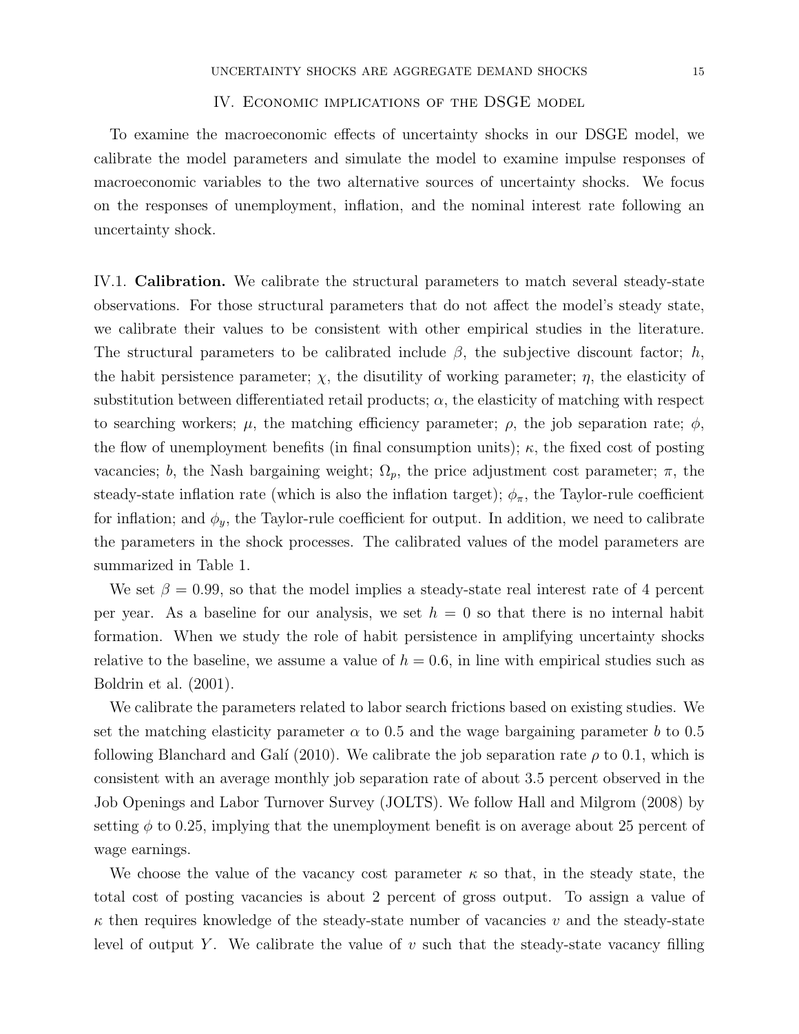## IV. Economic implications of the DSGE model

To examine the macroeconomic effects of uncertainty shocks in our DSGE model, we calibrate the model parameters and simulate the model to examine impulse responses of macroeconomic variables to the two alternative sources of uncertainty shocks. We focus on the responses of unemployment, inflation, and the nominal interest rate following an uncertainty shock.

### IV.1. Calibration.

We calibrate the structural parameters to match several steady-state observations. For those structural parameters that do not affect the model's steady state, we calibrate their values to be consistent with other empirical studies in the literature. The structural parameters to be calibrated include $\beta$, the subjective discount factor; $h$, the habit persistence parameter; $\chi$, the disutility of working parameter; $\eta$, the elasticity of substitution between differentiated retail products; $\alpha$, the elasticity of matching with respect to searching workers; $\mu$, the matching efficiency parameter; $\rho$, the job separation rate; $\phi$, the flow of unemployment benefits (in final consumption units); $\kappa$, the fixed cost of posting vacancies; $b$, the Nash bargaining weight; $\Omega_p$, the price adjustment cost parameter; $\pi$, the steady-state inflation rate (which is also the inflation target); $\phi_\pi$, the Taylor-rule coefficient for inflation; and $\phi_y$, the Taylor-rule coefficient for output. In addition, we need to calibrate the parameters in the shock processes. The calibrated values of the model parameters are summarized in Table 1.

We set $\beta = 0.99$, so that the model implies a steady-state real interest rate of 4 percent per year. As a baseline for our analysis, we set $h = 0$ so that there is no internal habit formation. When we study the role of habit persistence in amplifying uncertainty shocks relative to the baseline, we assume a value of $h = 0.6$, in line with empirical studies such as Boldrin et al. (2001).

We calibrate the parameters related to labor search frictions based on existing studies. We set the matching elasticity parameter $\alpha$ to 0.5 and the wage bargaining parameter $b$ to 0.5 following Blanchard and Galí (2010). We calibrate the job separation rate $\rho$ to 0.1, which is consistent with an average monthly job separation rate of about 3.5 percent observed in the Job Openings and Labor Turnover Survey (JOLTS). We follow Hall and Milgrom (2008) by setting $\phi$ to 0.25, implying that the unemployment benefit is on average about 25 percent of wage earnings.

We choose the value of the vacancy cost parameter $\kappa$ so that, in the steady state, the total cost of posting vacancies is about 2 percent of gross output. To assign a value of $\kappa$ then requires knowledge of the steady-state number of vacancies $v$ and the steady-state level of output $Y$. We calibrate the value of $v$ such that the steady-state vacancy filling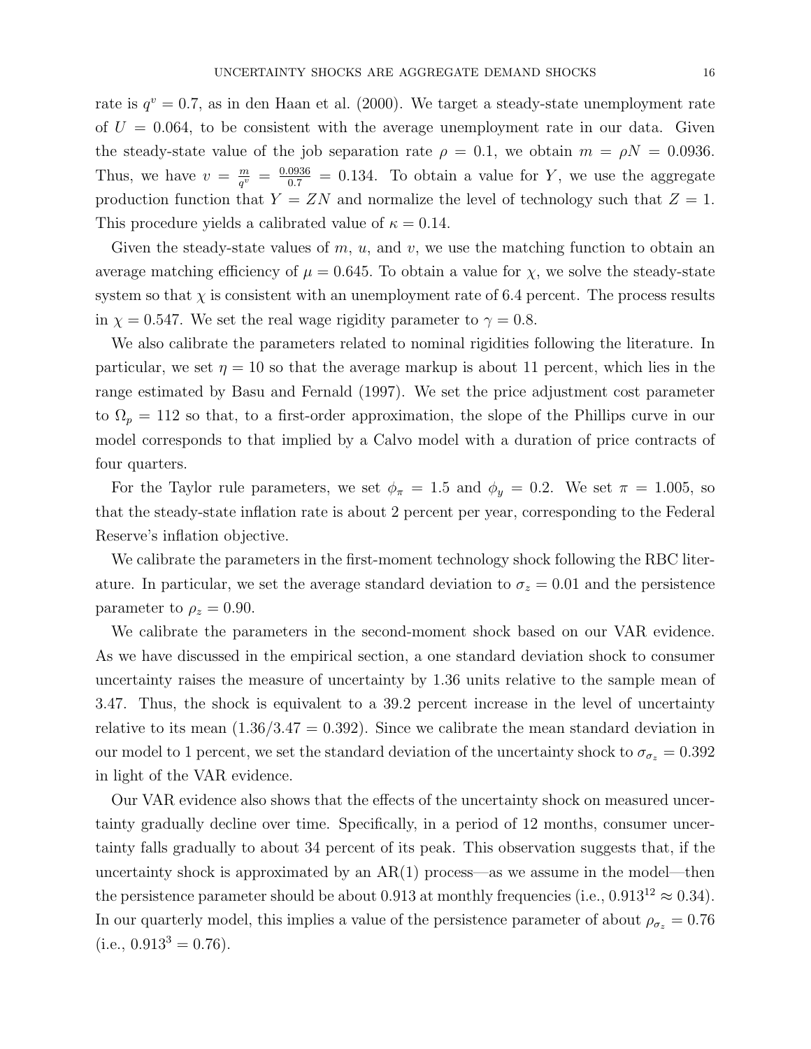rate is $q^v = 0.7$, as in den Haan et al. (2000). We target a steady-state unemployment rate of $U = 0.064$, to be consistent with the average unemployment rate in our data. Given the steady-state value of the job separation rate $\rho = 0.1$, we obtain $m = \rho N = 0.0936$. Thus, we have $v = \frac{m}{q^v} = \frac{0.0936}{0.7} = 0.134$. To obtain a value for $Y$, we use the aggregate production function that $Y = ZN$ and normalize the level of technology such that $Z = 1$. This procedure yields a calibrated value of $\kappa = 0.14$.

Given the steady-state values of $m$, $u$, and $v$, we use the matching function to obtain an average matching efficiency of $\mu = 0.645$. To obtain a value for $\chi$, we solve the steady-state system so that $\chi$ is consistent with an unemployment rate of 6.4 percent. The process results in $\chi = 0.547$. We set the real wage rigidity parameter to $\gamma = 0.8$.

We also calibrate the parameters related to nominal rigidities following the literature. In particular, we set $\eta = 10$ so that the average markup is about 11 percent, which lies in the range estimated by Basu and Fernald (1997). We set the price adjustment cost parameter to $\Omega_p = 112$ so that, to a first-order approximation, the slope of the Phillips curve in our model corresponds to that implied by a Calvo model with a duration of price contracts of four quarters.

For the Taylor rule parameters, we set $\phi_\pi = 1.5$ and $\phi_y = 0.2$. We set $\pi = 1.005$, so that the steady-state inflation rate is about 2 percent per year, corresponding to the Federal Reserve's inflation objective.

We calibrate the parameters in the first-moment technology shock following the RBC literature. In particular, we set the average standard deviation to $\sigma_z = 0.01$ and the persistence parameter to $\rho_z = 0.90$.

We calibrate the parameters in the second-moment shock based on our VAR evidence. As we have discussed in the empirical section, a one standard deviation shock to consumer uncertainty raises the measure of uncertainty by 1.36 units relative to the sample mean of 3.47. Thus, the shock is equivalent to a 39.2 percent increase in the level of uncertainty relative to its mean ($1.36/3.47 = 0.392$). Since we calibrate the mean standard deviation in our model to 1 percent, we set the standard deviation of the uncertainty shock to $\sigma_{\sigma_z} = 0.392$ in light of the VAR evidence.

Our VAR evidence also shows that the effects of the uncertainty shock on measured uncertainty gradually decline over time. Specifically, in a period of 12 months, consumer uncertainty falls gradually to about 34 percent of its peak. This observation suggests that, if the uncertainty shock is approximated by an AR(1) process—as we assume in the model—then the persistence parameter should be about 0.913 at monthly frequencies (i.e., $0.913^{12} \approx 0.34$). In our quarterly model, this implies a value of the persistence parameter of about $\rho_{\sigma_z} = 0.76$ (i.e., $0.913^3 = 0.76$).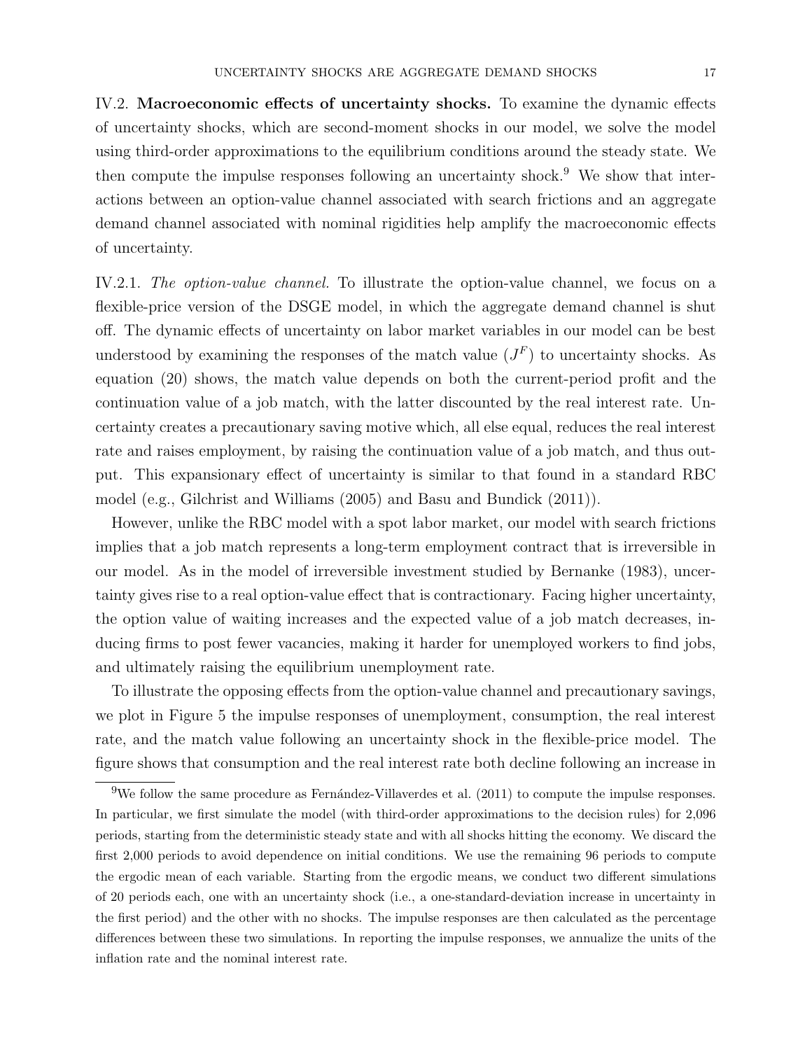IV.2. **Macroeconomic effects of uncertainty shocks.** To examine the dynamic effects of uncertainty shocks, which are second-moment shocks in our model, we solve the model using third-order approximations to the equilibrium conditions around the steady state. We then compute the impulse responses following an uncertainty shock.[9] We show that interactions between an option-value channel associated with search frictions and an aggregate demand channel associated with nominal rigidities help amplify the macroeconomic effects of uncertainty.

IV.2.1. *The option-value channel.* To illustrate the option-value channel, we focus on a flexible-price version of the DSGE model, in which the aggregate demand channel is shut off. The dynamic effects of uncertainty on labor market variables in our model can be best understood by examining the responses of the match value ($J^F$) to uncertainty shocks. As equation (20) shows, the match value depends on both the current-period profit and the continuation value of a job match, with the latter discounted by the real interest rate. Uncertainty creates a precautionary saving motive which, all else equal, reduces the real interest rate and raises employment, by raising the continuation value of a job match, and thus output. This expansionary effect of uncertainty is similar to that found in a standard RBC model (e.g., Gilchrist and Williams (2005) and Basu and Bundick (2011)).

However, unlike the RBC model with a spot labor market, our model with search frictions implies that a job match represents a long-term employment contract that is irreversible in our model. As in the model of irreversible investment studied by Bernanke (1983), uncertainty gives rise to a real option-value effect that is contractionary. Facing higher uncertainty, the option value of waiting increases and the expected value of a job match decreases, inducing firms to post fewer vacancies, making it harder for unemployed workers to find jobs, and ultimately raising the equilibrium unemployment rate.

To illustrate the opposing effects from the option-value channel and precautionary savings, we plot in Figure 5 the impulse responses of unemployment, consumption, the real interest rate, and the match value following an uncertainty shock in the flexible-price model. The figure shows that consumption and the real interest rate both decline following an increase in

[9] We follow the same procedure as Fernández-Villaverdes et al. (2011) to compute the impulse responses. In particular, we first simulate the model (with third-order approximations to the decision rules) for 2,096 periods, starting from the deterministic steady state and with all shocks hitting the economy. We discard the first 2,000 periods to avoid dependence on initial conditions. We use the remaining 96 periods to compute the ergodic mean of each variable. Starting from the ergodic means, we conduct two different simulations of 20 periods each, one with an uncertainty shock (i.e., a one-standard-deviation increase in uncertainty in the first period) and the other with no shocks. The impulse responses are then calculated as the percentage differences between these two simulations. In reporting the impulse responses, we annualize the units of the inflation rate and the nominal interest rate.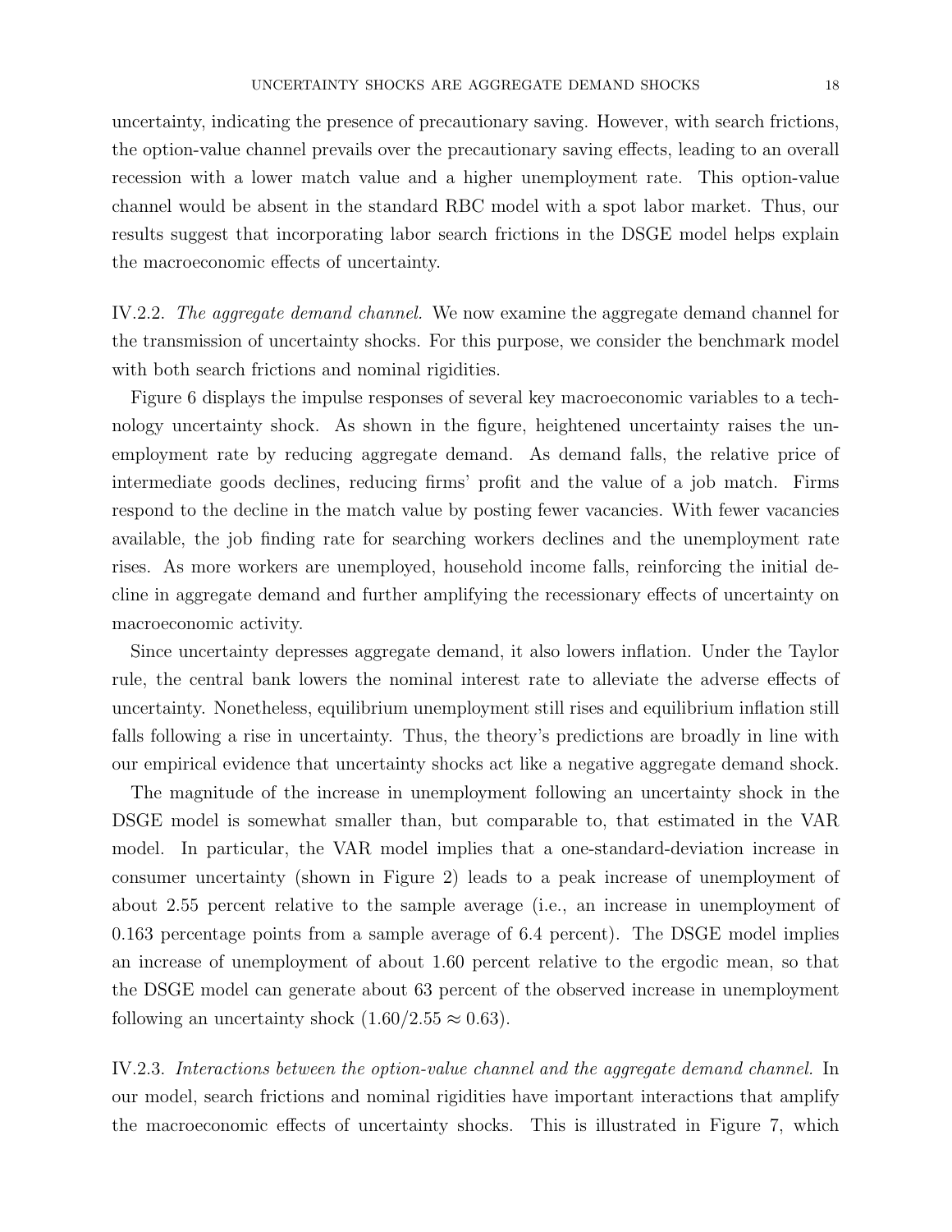uncertainty, indicating the presence of precautionary saving. However, with search frictions, the option-value channel prevails over the precautionary saving effects, leading to an overall recession with a lower match value and a higher unemployment rate. This option-value channel would be absent in the standard RBC model with a spot labor market. Thus, our results suggest that incorporating labor search frictions in the DSGE model helps explain the macroeconomic effects of uncertainty.

IV.2.2. *The aggregate demand channel.* We now examine the aggregate demand channel for the transmission of uncertainty shocks. For this purpose, we consider the benchmark model with both search frictions and nominal rigidities.

Figure 6 displays the impulse responses of several key macroeconomic variables to a technology uncertainty shock. As shown in the figure, heightened uncertainty raises the unemployment rate by reducing aggregate demand. As demand falls, the relative price of intermediate goods declines, reducing firms' profit and the value of a job match. Firms respond to the decline in the match value by posting fewer vacancies. With fewer vacancies available, the job finding rate for searching workers declines and the unemployment rate rises. As more workers are unemployed, household income falls, reinforcing the initial decline in aggregate demand and further amplifying the recessionary effects of uncertainty on macroeconomic activity.

Since uncertainty depresses aggregate demand, it also lowers inflation. Under the Taylor rule, the central bank lowers the nominal interest rate to alleviate the adverse effects of uncertainty. Nonetheless, equilibrium unemployment still rises and equilibrium inflation still falls following a rise in uncertainty. Thus, the theory's predictions are broadly in line with our empirical evidence that uncertainty shocks act like a negative aggregate demand shock.

The magnitude of the increase in unemployment following an uncertainty shock in the DSGE model is somewhat smaller than, but comparable to, that estimated in the VAR model. In particular, the VAR model implies that a one-standard-deviation increase in consumer uncertainty (shown in Figure 2) leads to a peak increase of unemployment of about 2.55 percent relative to the sample average (i.e., an increase in unemployment of 0.163 percentage points from a sample average of 6.4 percent). The DSGE model implies an increase of unemployment of about 1.60 percent relative to the ergodic mean, so that the DSGE model can generate about 63 percent of the observed increase in unemployment following an uncertainty shock ($1.60/2.55 \approx 0.63$).

IV.2.3. *Interactions between the option-value channel and the aggregate demand channel.* In our model, search frictions and nominal rigidities have important interactions that amplify the macroeconomic effects of uncertainty shocks. This is illustrated in Figure 7, which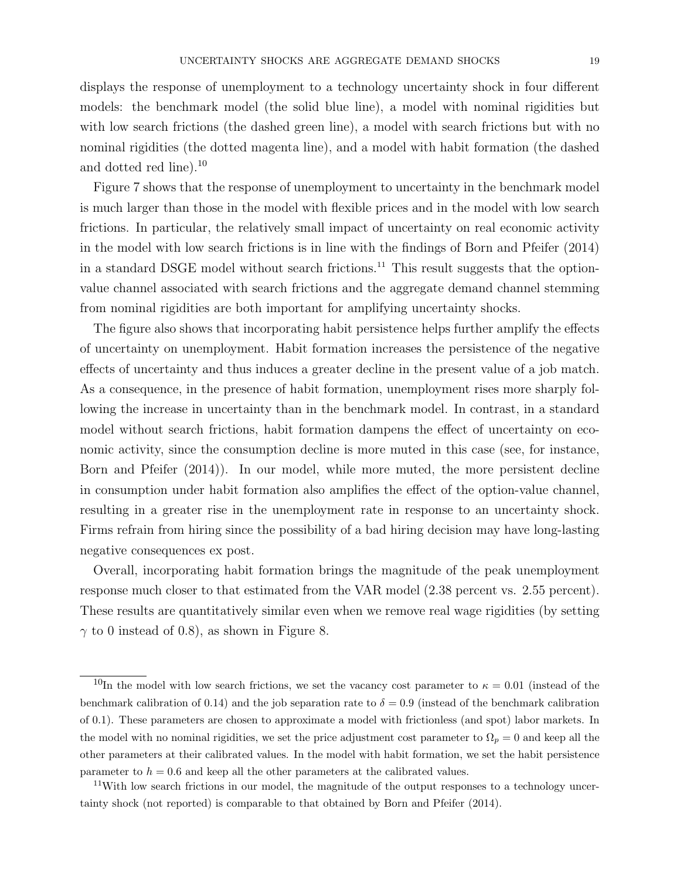displays the response of unemployment to a technology uncertainty shock in four different models: the benchmark model (the solid blue line), a model with nominal rigidities but with low search frictions (the dashed green line), a model with search frictions but with no nominal rigidities (the dotted magenta line), and a model with habit formation (the dashed and dotted red line).[10]

Figure 7 shows that the response of unemployment to uncertainty in the benchmark model is much larger than those in the model with flexible prices and in the model with low search frictions. In particular, the relatively small impact of uncertainty on real economic activity in the model with low search frictions is in line with the findings of Born and Pfeifer (2014) in a standard DSGE model without search frictions.[11] This result suggests that the option-value channel associated with search frictions and the aggregate demand channel stemming from nominal rigidities are both important for amplifying uncertainty shocks.

The figure also shows that incorporating habit persistence helps further amplify the effects of uncertainty on unemployment. Habit formation increases the persistence of the negative effects of uncertainty and thus induces a greater decline in the present value of a job match. As a consequence, in the presence of habit formation, unemployment rises more sharply following the increase in uncertainty than in the benchmark model. In contrast, in a standard model without search frictions, habit formation dampens the effect of uncertainty on economic activity, since the consumption decline is more muted in this case (see, for instance, Born and Pfeifer (2014)). In our model, while more muted, the more persistent decline in consumption under habit formation also amplifies the effect of the option-value channel, resulting in a greater rise in the unemployment rate in response to an uncertainty shock. Firms refrain from hiring since the possibility of a bad hiring decision may have long-lasting negative consequences ex post.

Overall, incorporating habit formation brings the magnitude of the peak unemployment response much closer to that estimated from the VAR model (2.38 percent vs. 2.55 percent). These results are quantitatively similar even when we remove real wage rigidities (by setting $\gamma$ to 0 instead of 0.8), as shown in Figure 8.

[10] In the model with low search frictions, we set the vacancy cost parameter to $\kappa = 0.01$ (instead of the benchmark calibration of 0.14) and the job separation rate to $\delta = 0.9$ (instead of the benchmark calibration of 0.1). These parameters are chosen to approximate a model with frictionless (and spot) labor markets. In the model with no nominal rigidities, we set the price adjustment cost parameter to $\Omega_p = 0$ and keep all the other parameters at their calibrated values. In the model with habit formation, we set the habit persistence parameter to $h = 0.6$ and keep all the other parameters at the calibrated values.

[11] With low search frictions in our model, the magnitude of the output responses to a technology uncertainty shock (not reported) is comparable to that obtained by Born and Pfeifer (2014).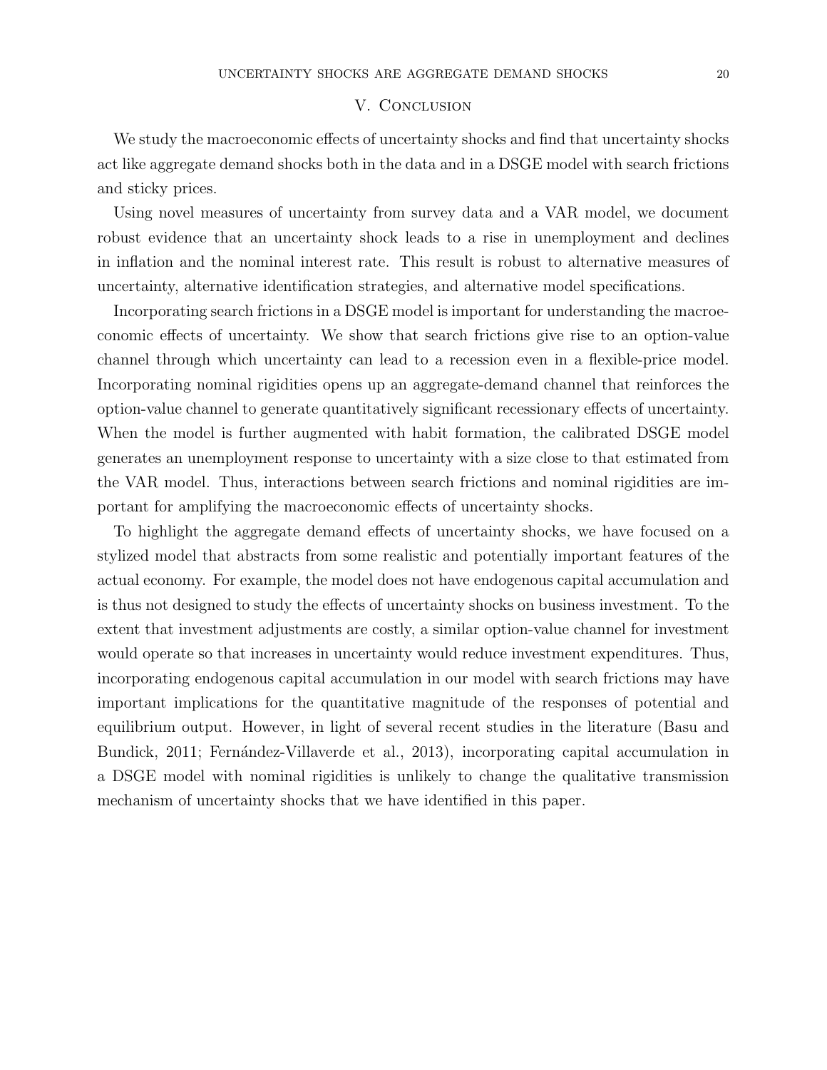## V. Conclusion

We study the macroeconomic effects of uncertainty shocks and find that uncertainty shocks act like aggregate demand shocks both in the data and in a DSGE model with search frictions and sticky prices.

Using novel measures of uncertainty from survey data and a VAR model, we document robust evidence that an uncertainty shock leads to a rise in unemployment and declines in inflation and the nominal interest rate. This result is robust to alternative measures of uncertainty, alternative identification strategies, and alternative model specifications.

Incorporating search frictions in a DSGE model is important for understanding the macroeconomic effects of uncertainty. We show that search frictions give rise to an option-value channel through which uncertainty can lead to a recession even in a flexible-price model. Incorporating nominal rigidities opens up an aggregate-demand channel that reinforces the option-value channel to generate quantitatively significant recessionary effects of uncertainty. When the model is further augmented with habit formation, the calibrated DSGE model generates an unemployment response to uncertainty with a size close to that estimated from the VAR model. Thus, interactions between search frictions and nominal rigidities are important for amplifying the macroeconomic effects of uncertainty shocks.

To highlight the aggregate demand effects of uncertainty shocks, we have focused on a stylized model that abstracts from some realistic and potentially important features of the actual economy. For example, the model does not have endogenous capital accumulation and is thus not designed to study the effects of uncertainty shocks on business investment. To the extent that investment adjustments are costly, a similar option-value channel for investment would operate so that increases in uncertainty would reduce investment expenditures. Thus, incorporating endogenous capital accumulation in our model with search frictions may have important implications for the quantitative magnitude of the responses of potential and equilibrium output. However, in light of several recent studies in the literature (Basu and Bundick, 2011; Fernández-Villaverde et al., 2013), incorporating capital accumulation in a DSGE model with nominal rigidities is unlikely to change the qualitative transmission mechanism of uncertainty shocks that we have identified in this paper.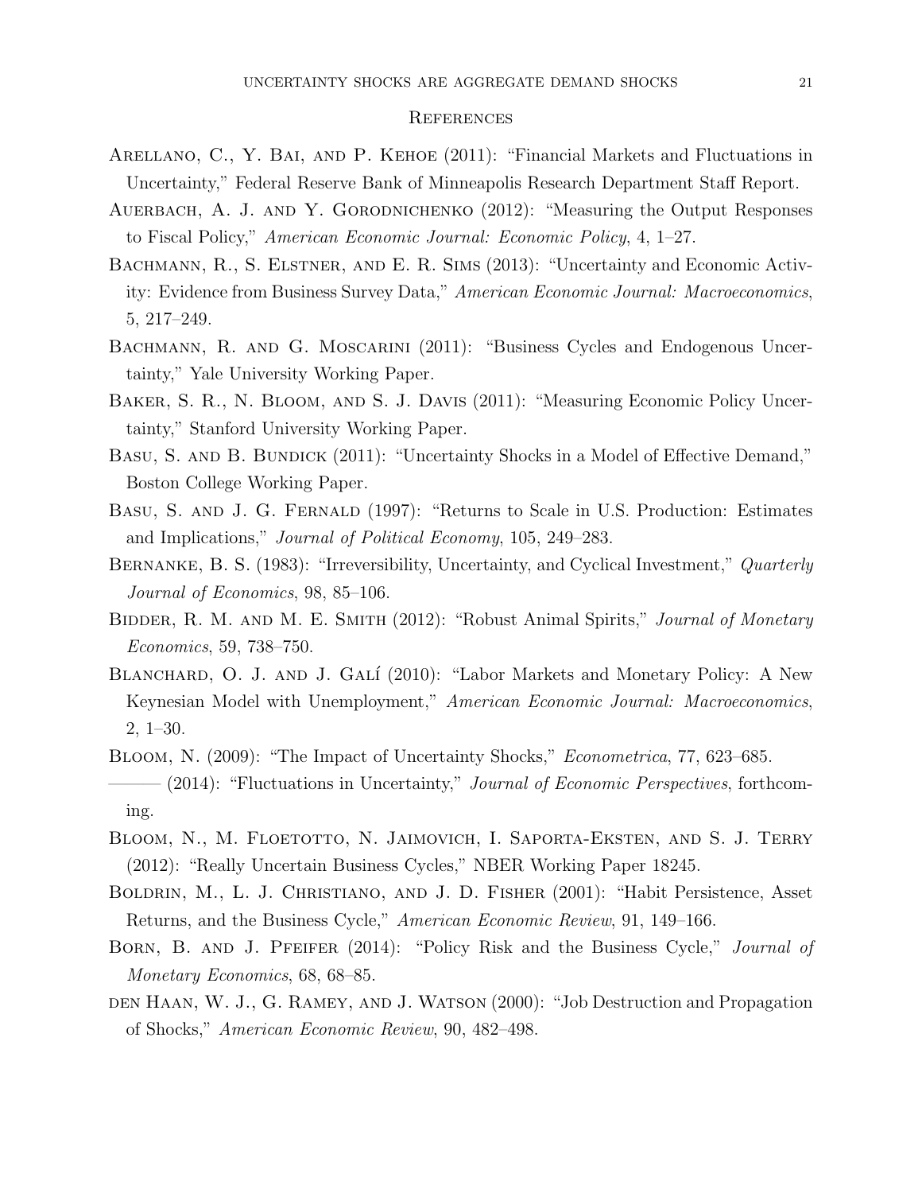## References

Arellano, C., Y. Bai, and P. Kehoe (2011): "Financial Markets and Fluctuations in Uncertainty," Federal Reserve Bank of Minneapolis Research Department Staff Report.

Auerbach, A. J. and Y. Gorodnichenko (2012): "Measuring the Output Responses to Fiscal Policy," *American Economic Journal: Economic Policy*, 4, 1–27.

Bachmann, R., S. Elstner, and E. R. Sims (2013): "Uncertainty and Economic Activity: Evidence from Business Survey Data," *American Economic Journal: Macroeconomics*, 5, 217–249.

Bachmann, R. and G. Moscarini (2011): "Business Cycles and Endogenous Uncertainty," Yale University Working Paper.

Baker, S. R., N. Bloom, and S. J. Davis (2011): "Measuring Economic Policy Uncertainty," Stanford University Working Paper.

Basu, S. and B. Bundick (2011): "Uncertainty Shocks in a Model of Effective Demand," Boston College Working Paper.

Basu, S. and J. G. Fernald (1997): "Returns to Scale in U.S. Production: Estimates and Implications," *Journal of Political Economy*, 105, 249–283.

Bernanke, B. S. (1983): "Irreversibility, Uncertainty, and Cyclical Investment," *Quarterly Journal of Economics*, 98, 85–106.

Bidder, R. M. and M. E. Smith (2012): "Robust Animal Spirits," *Journal of Monetary Economics*, 59, 738–750.

Blanchard, O. J. and J. Galí (2010): "Labor Markets and Monetary Policy: A New Keynesian Model with Unemployment," *American Economic Journal: Macroeconomics*, 2, 1–30.

Bloom, N. (2009): "The Impact of Uncertainty Shocks," *Econometrica*, 77, 623–685.

——— (2014): "Fluctuations in Uncertainty," *Journal of Economic Perspectives*, forthcoming.

Bloom, N., M. Floetotto, N. Jaimovich, I. Saporta-Eksten, and S. J. Terry (2012): "Really Uncertain Business Cycles," NBER Working Paper 18245.

Boldrin, M., L. J. Christiano, and J. D. Fisher (2001): "Habit Persistence, Asset Returns, and the Business Cycle," *American Economic Review*, 91, 149–166.

Born, B. and J. Pfeifer (2014): "Policy Risk and the Business Cycle," *Journal of Monetary Economics*, 68, 68–85.

den Haan, W. J., G. Ramey, and J. Watson (2000): "Job Destruction and Propagation of Shocks," *American Economic Review*, 90, 482–498.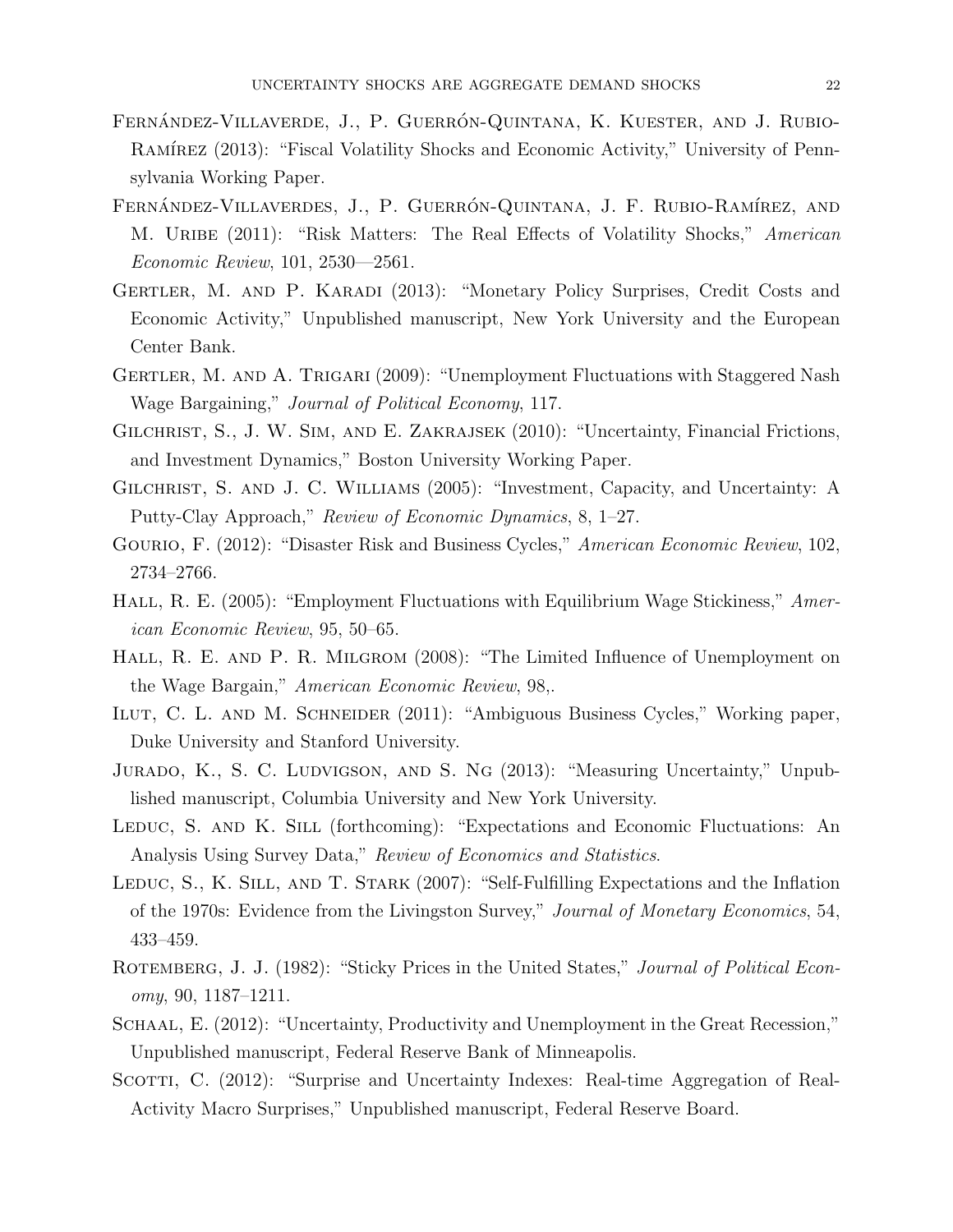Fernández-Villaverde, J., P. Guerrón-Quintana, K. Kuester, and J. Rubio-Ramírez (2013): "Fiscal Volatility Shocks and Economic Activity," University of Pennsylvania Working Paper.

Fernández-Villaverdes, J., P. Guerrón-Quintana, J. F. Rubio-Ramírez, and M. Uribe (2011): "Risk Matters: The Real Effects of Volatility Shocks," *American Economic Review*, 101, 2530—2561.

Gertler, M. and P. Karadi (2013): "Monetary Policy Surprises, Credit Costs and Economic Activity," Unpublished manuscript, New York University and the European Center Bank.

Gertler, M. and A. Trigari (2009): "Unemployment Fluctuations with Staggered Nash Wage Bargaining," *Journal of Political Economy*, 117.

Gilchrist, S., J. W. Sim, and E. Zakrajsek (2010): "Uncertainty, Financial Frictions, and Investment Dynamics," Boston University Working Paper.

Gilchrist, S. and J. C. Williams (2005): "Investment, Capacity, and Uncertainty: A Putty-Clay Approach," *Review of Economic Dynamics*, 8, 1–27.

Gourio, F. (2012): "Disaster Risk and Business Cycles," *American Economic Review*, 102, 2734–2766.

Hall, R. E. (2005): "Employment Fluctuations with Equilibrium Wage Stickiness," *American Economic Review*, 95, 50–65.

Hall, R. E. and P. R. Milgrom (2008): "The Limited Influence of Unemployment on the Wage Bargain," *American Economic Review*, 98,.

Ilut, C. L. and M. Schneider (2011): "Ambiguous Business Cycles," Working paper, Duke University and Stanford University.

Jurado, K., S. C. Ludvigson, and S. Ng (2013): "Measuring Uncertainty," Unpublished manuscript, Columbia University and New York University.

Leduc, S. and K. Sill (forthcoming): "Expectations and Economic Fluctuations: An Analysis Using Survey Data," *Review of Economics and Statistics*.

Leduc, S., K. Sill, and T. Stark (2007): "Self-Fulfilling Expectations and the Inflation of the 1970s: Evidence from the Livingston Survey," *Journal of Monetary Economics*, 54, 433–459.

Rotemberg, J. J. (1982): "Sticky Prices in the United States," *Journal of Political Economy*, 90, 1187–1211.

Schaal, E. (2012): "Uncertainty, Productivity and Unemployment in the Great Recession," Unpublished manuscript, Federal Reserve Bank of Minneapolis.

Scotti, C. (2012): "Surprise and Uncertainty Indexes: Real-time Aggregation of Real-Activity Macro Surprises," Unpublished manuscript, Federal Reserve Board.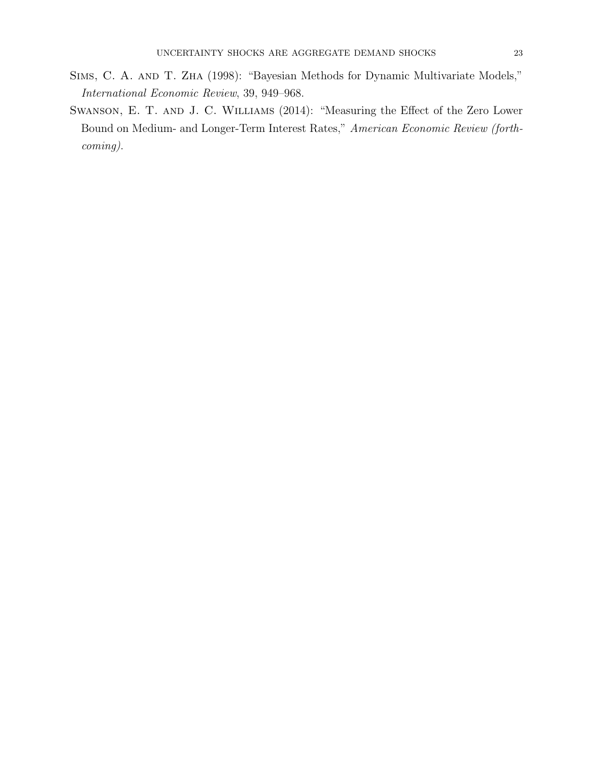Sims, C. A. and T. Zha (1998): "Bayesian Methods for Dynamic Multivariate Models," *International Economic Review*, 39, 949–968.

Swanson, E. T. and J. C. Williams (2014): "Measuring the Effect of the Zero Lower Bound on Medium- and Longer-Term Interest Rates," *American Economic Review (forthcoming)*.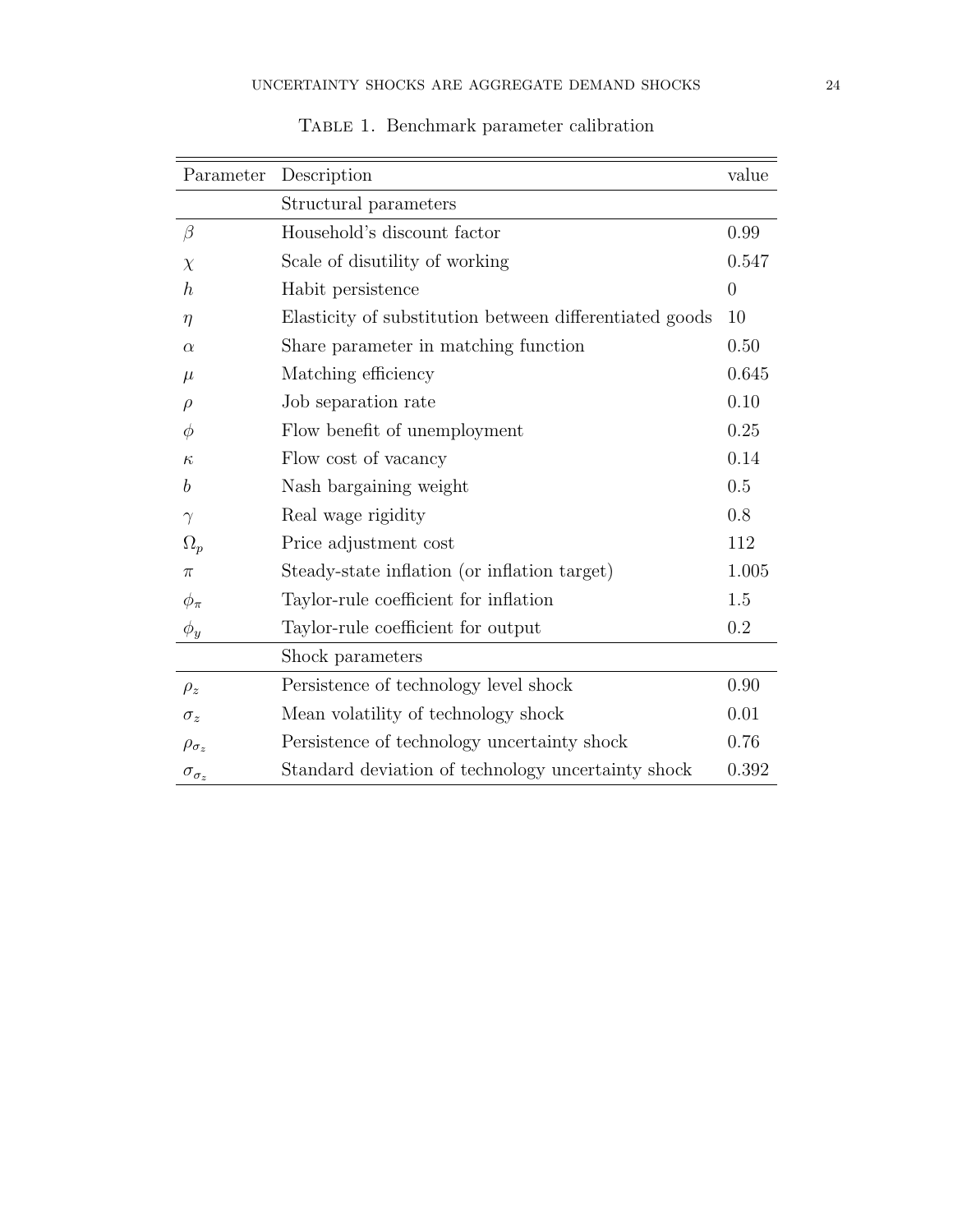Table 1. Benchmark parameter calibration

| Parameter | Description | value |
|---|---|---|
| | Structural parameters | |
| $\beta$ | Household's discount factor | 0.99 |
| $\chi$ | Scale of disutility of working | 0.547 |
| $h$ | Habit persistence | 0 |
| $\eta$ | Elasticity of substitution between differentiated goods | 10 |
| $\alpha$ | Share parameter in matching function | 0.50 |
| $\mu$ | Matching efficiency | 0.645 |
| $\rho$ | Job separation rate | 0.10 |
| $\phi$ | Flow benefit of unemployment | 0.25 |
| $\kappa$ | Flow cost of vacancy | 0.14 |
| $b$ | Nash bargaining weight | 0.5 |
| $\gamma$ | Real wage rigidity | 0.8 |
| $\Omega_p$ | Price adjustment cost | 112 |
| $\pi$ | Steady-state inflation (or inflation target) | 1.005 |
| $\phi_\pi$ | Taylor-rule coefficient for inflation | 1.5 |
| $\phi_y$ | Taylor-rule coefficient for output | 0.2 |
| | Shock parameters | |
| $\rho_z$ | Persistence of technology level shock | 0.90 |
| $\sigma_z$ | Mean volatility of technology shock | 0.01 |
| $\rho_{\sigma_z}$ | Persistence of technology uncertainty shock | 0.76 |
| $\sigma_{\sigma_z}$ | Standard deviation of technology uncertainty shock | 0.392 |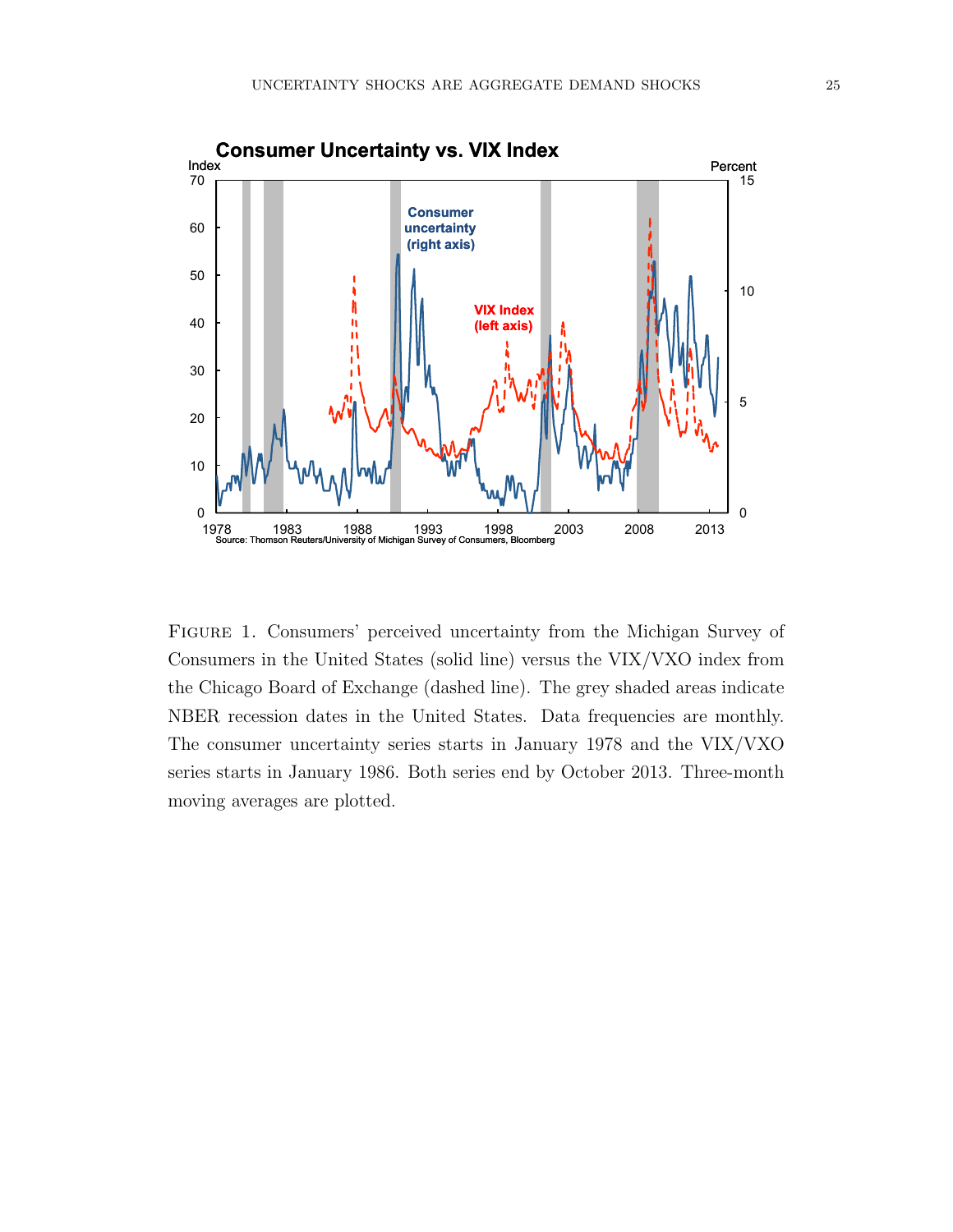FIGURE 1. Consumers' perceived uncertainty from the Michigan Survey of Consumers in the United States (solid line) versus the VIX/VXO index from the Chicago Board of Exchange (dashed line). The grey shaded areas indicate NBER recession dates in the United States. Data frequencies are monthly. The consumer uncertainty series starts in January 1978 and the VIX/VXO series starts in January 1986. Both series end by October 2013. Three-month moving averages are plotted.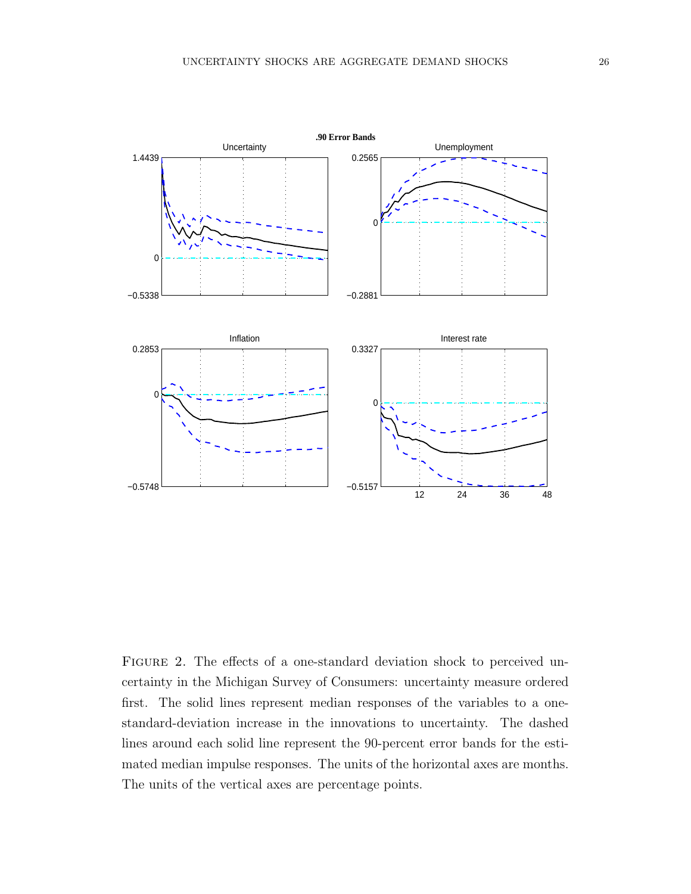FIGURE 2. The effects of a one-standard deviation shock to perceived uncertainty in the Michigan Survey of Consumers: uncertainty measure ordered first. The solid lines represent median responses of the variables to a one-standard-deviation increase in the innovations to uncertainty. The dashed lines around each solid line represent the 90-percent error bands for the estimated median impulse responses. The units of the horizontal axes are months. The units of the vertical axes are percentage points.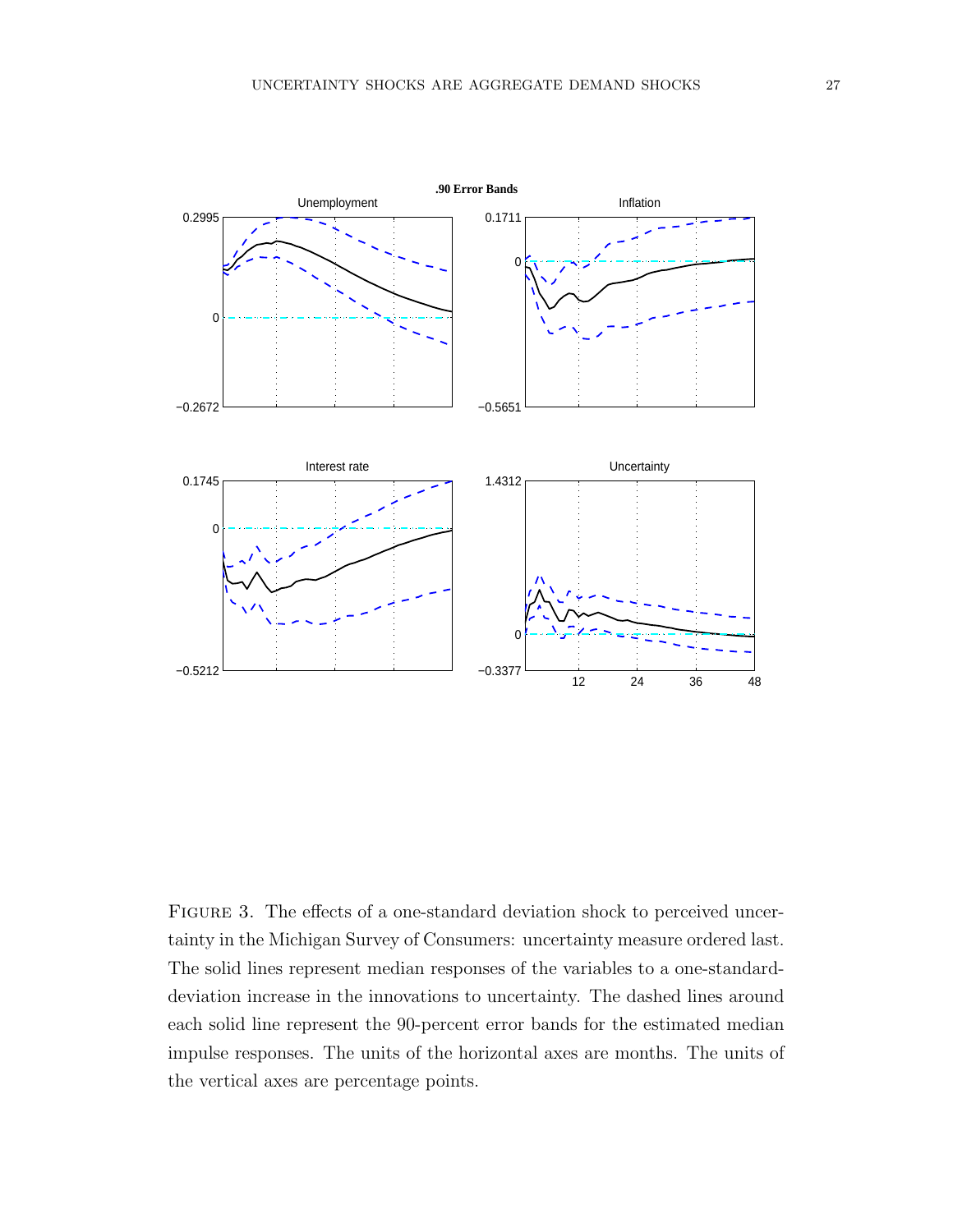Figure 3. The effects of a one-standard deviation shock to perceived uncertainty in the Michigan Survey of Consumers: uncertainty measure ordered last. The solid lines represent median responses of the variables to a one-standard-deviation increase in the innovations to uncertainty. The dashed lines around each solid line represent the 90-percent error bands for the estimated median impulse responses. The units of the horizontal axes are months. The units of the vertical axes are percentage points.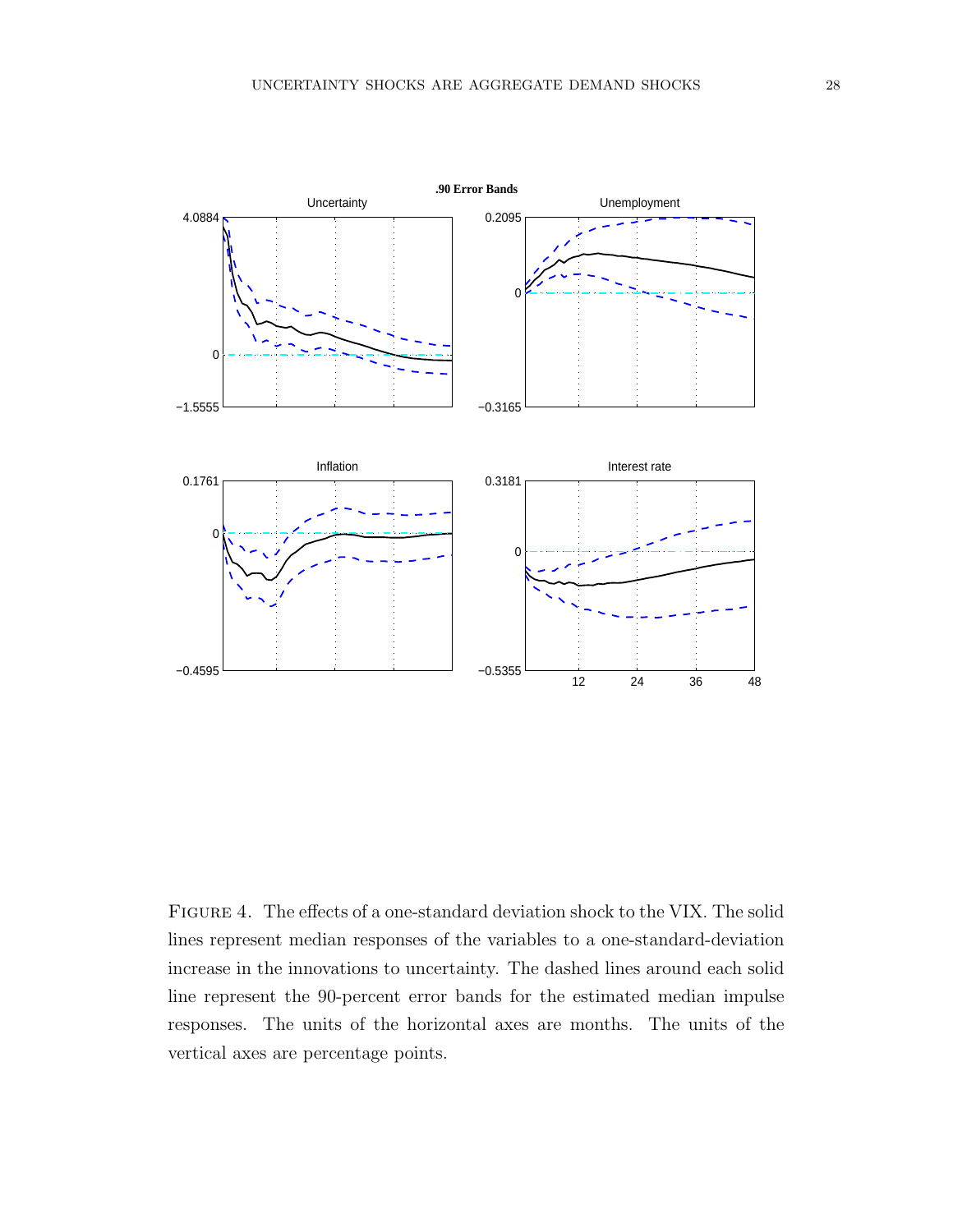Figure 4. The effects of a one-standard deviation shock to the VIX. The solid lines represent median responses of the variables to a one-standard-deviation increase in the innovations to uncertainty. The dashed lines around each solid line represent the 90-percent error bands for the estimated median impulse responses. The units of the horizontal axes are months. The units of the vertical axes are percentage points.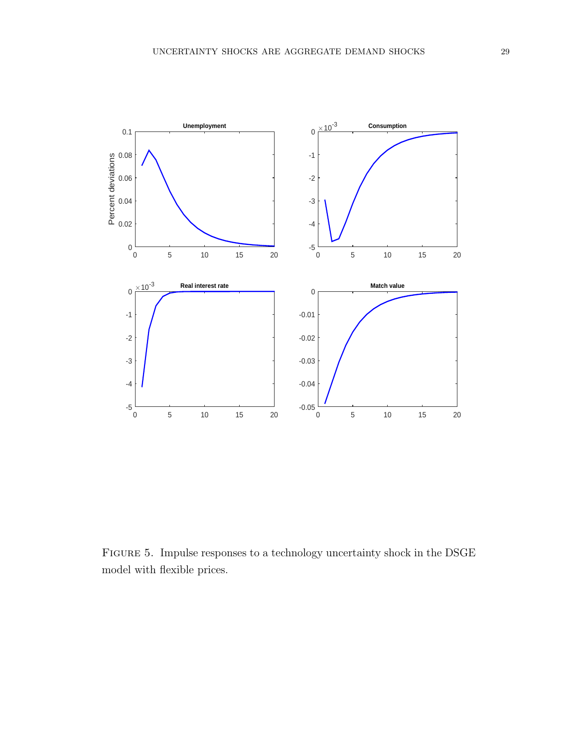Figure 5. Impulse responses to a technology uncertainty shock in the DSGE model with flexible prices.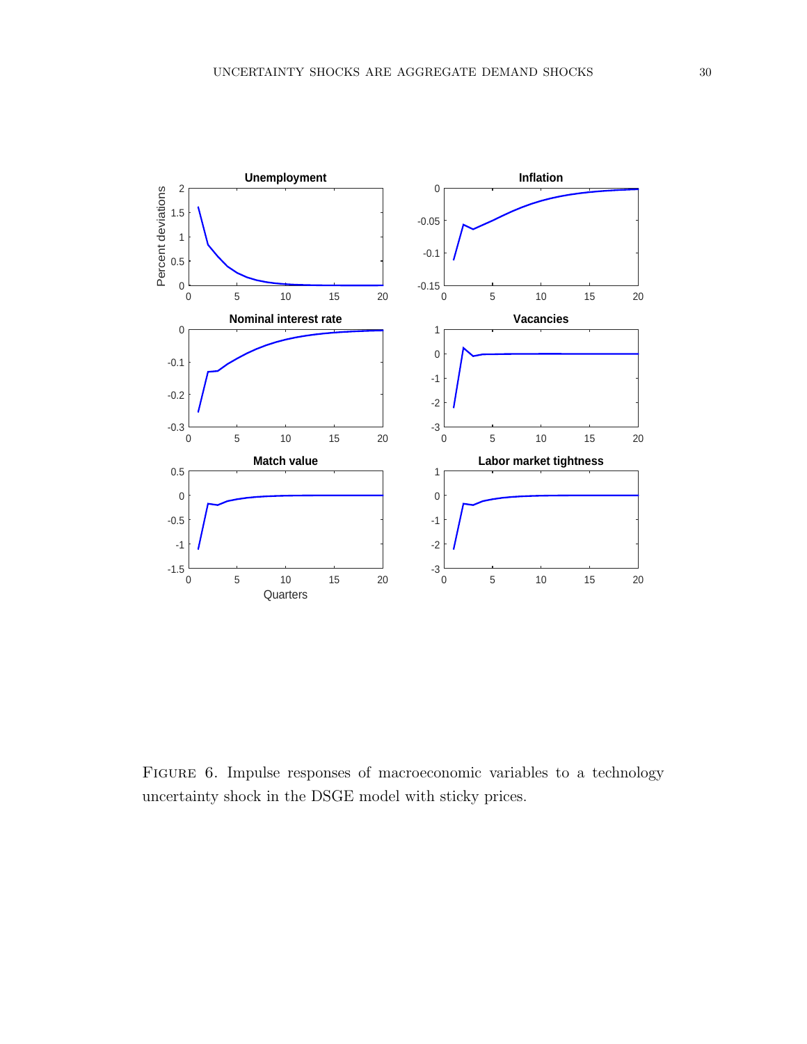FIGURE 6. Impulse responses of macroeconomic variables to a technology uncertainty shock in the DSGE model with sticky prices.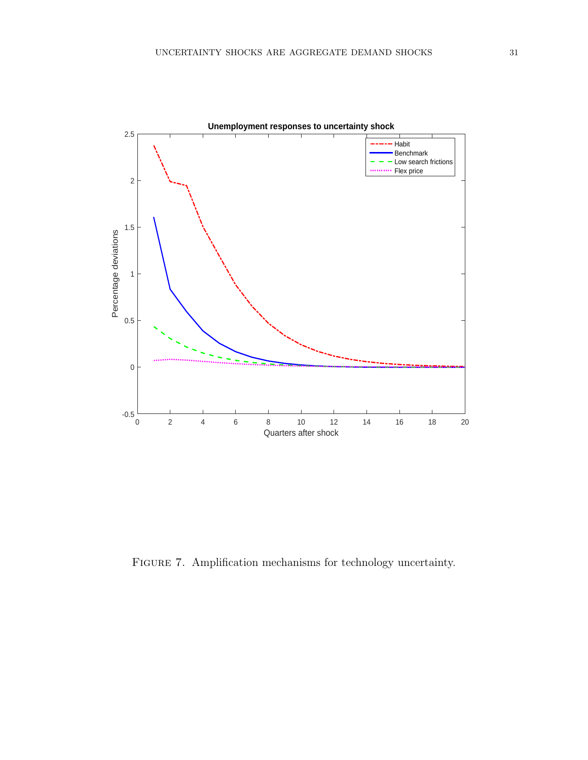FIGURE 7. Amplification mechanisms for technology uncertainty.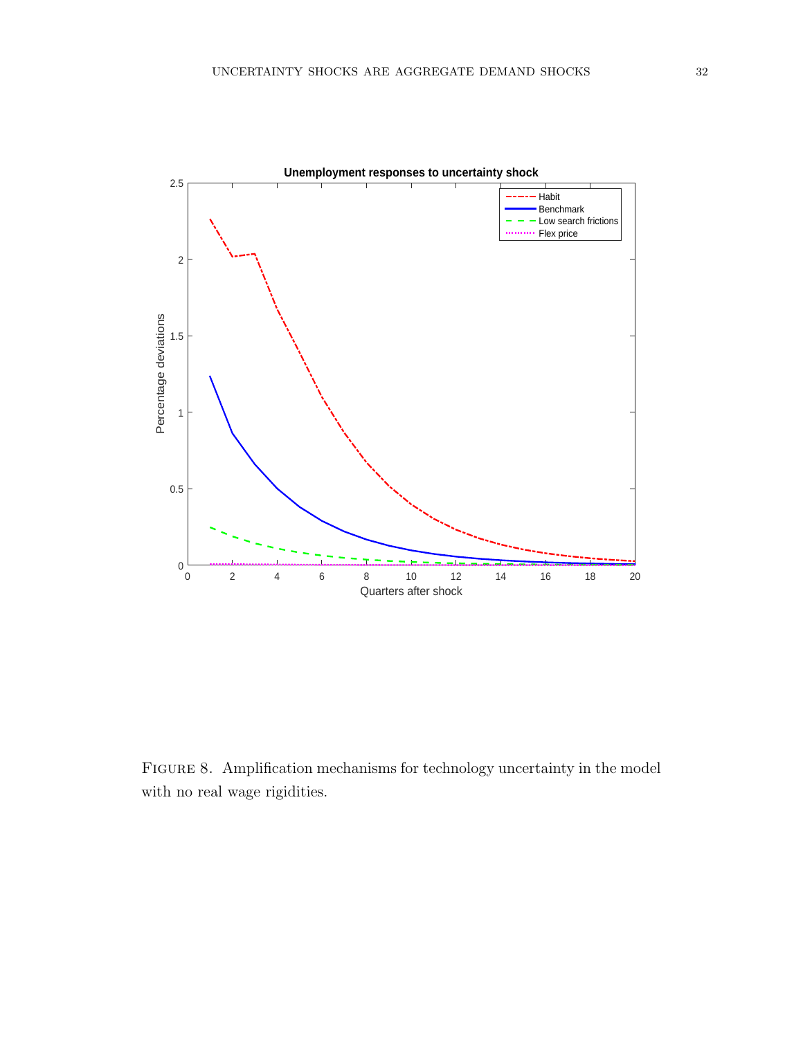Unemployment responses to uncertainty shock

Habit
Benchmark
Low search frictions
Flex price

Percentage deviations

Quarters after shock

0
0.5
1
1.5
2
2.5

0
2
4
6
8
10
12
14
16
18
20

Figure 8. Amplification mechanisms for technology uncertainty in the model with no real wage rigidities.